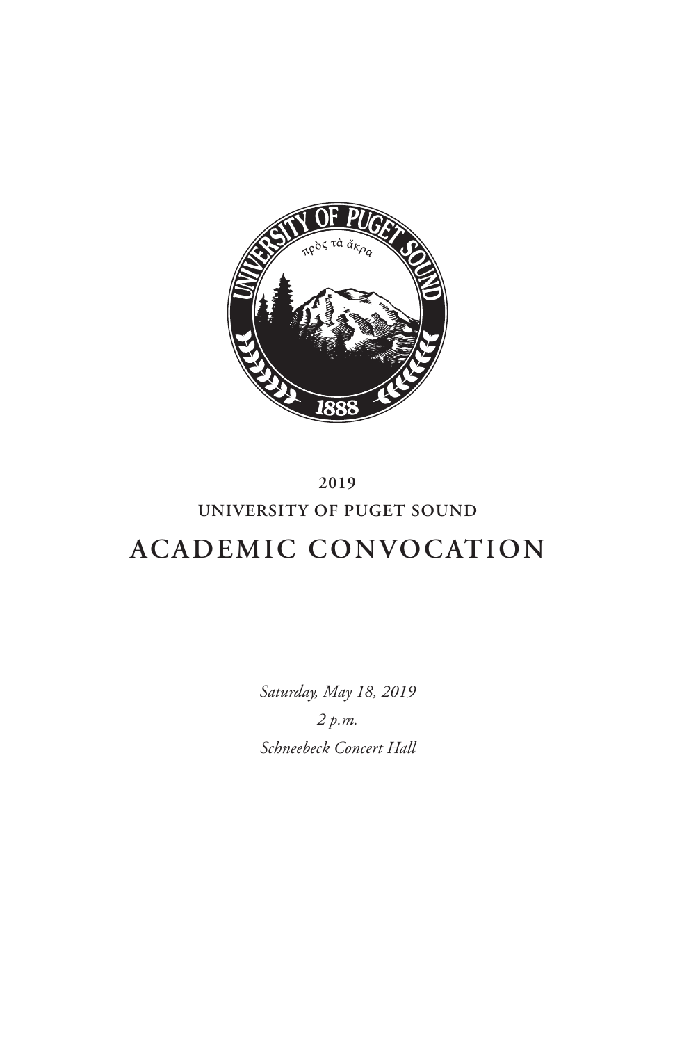2019

UNIVERSITY OF PUGET SOUND

# ACADEMIC CONVOCATION

*Saturday, May 18, 2019*

*2 p.m.*

*Schneebeck Concert Hall*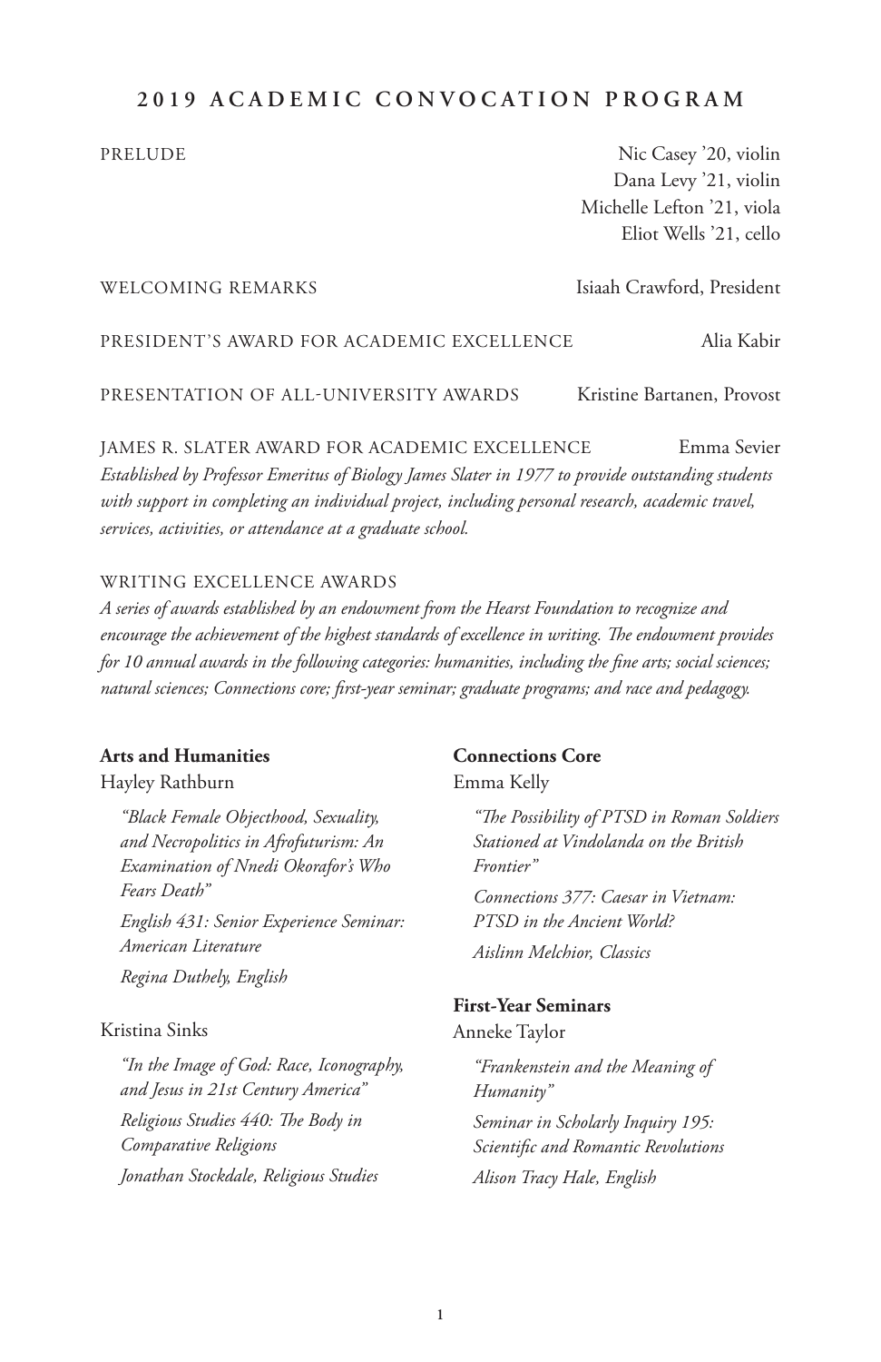## 2019 ACADEMIC CONVOCATION PROGRAM

PRELUDE — Nic Casey '20, violin
Dana Levy '21, violin
Michelle Lefton '21, viola
Eliot Wells '21, cello

WELCOMING REMARKS — Isiaah Crawford, President

PRESIDENT'S AWARD FOR ACADEMIC EXCELLENCE — Alia Kabir

PRESENTATION OF ALL-UNIVERSITY AWARDS — Kristine Bartanen, Provost

JAMES R. SLATER AWARD FOR ACADEMIC EXCELLENCE — Emma Sevier

*Established by Professor Emeritus of Biology James Slater in 1977 to provide outstanding students with support in completing an individual project, including personal research, academic travel, services, activities, or attendance at a graduate school.*

WRITING EXCELLENCE AWARDS

*A series of awards established by an endowment from the Hearst Foundation to recognize and encourage the achievement of the highest standards of excellence in writing. The endowment provides for 10 annual awards in the following categories: humanities, including the fine arts; social sciences; natural sciences; Connections core; first-year seminar; graduate programs; and race and pedagogy.*

**Arts and Humanities**

Hayley Rathburn

*"Black Female Objecthood, Sexuality, and Necropolitics in Afrofuturism: An Examination of Nnedi Okorafor's Who Fears Death"*

*English 431: Senior Experience Seminar: American Literature*

*Regina Duthely, English*

Kristina Sinks

*"In the Image of God: Race, Iconography, and Jesus in 21st Century America"*

*Religious Studies 440: The Body in Comparative Religions*

*Jonathan Stockdale, Religious Studies*

**Connections Core**

Emma Kelly

*"The Possibility of PTSD in Roman Soldiers Stationed at Vindolanda on the British Frontier"*

*Connections 377: Caesar in Vietnam: PTSD in the Ancient World?*

*Aislinn Melchior, Classics*

**First-Year Seminars**

Anneke Taylor

*"Frankenstein and the Meaning of Humanity"*

*Seminar in Scholarly Inquiry 195: Scientific and Romantic Revolutions*

*Alison Tracy Hale, English*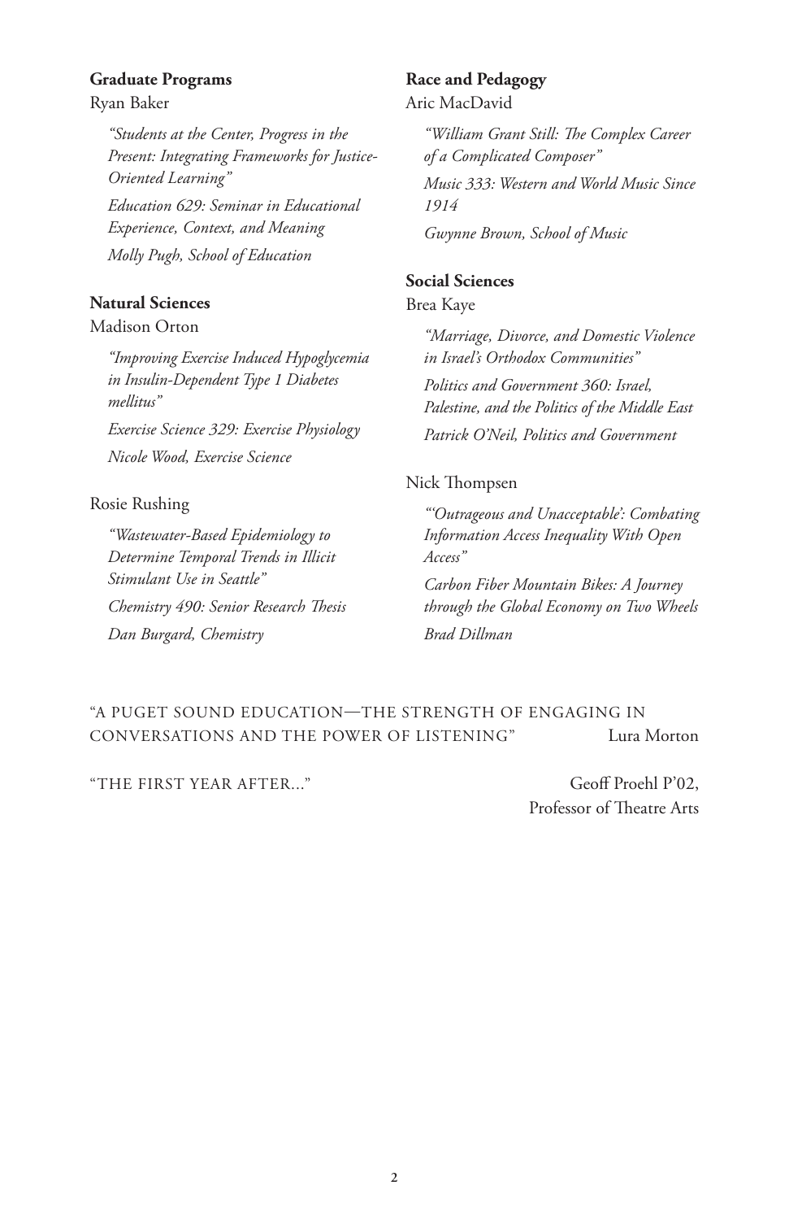**Graduate Programs**

Ryan Baker

*"Students at the Center, Progress in the Present: Integrating Frameworks for Justice-Oriented Learning"*

*Education 629: Seminar in Educational Experience, Context, and Meaning*

*Molly Pugh, School of Education*

**Natural Sciences**

Madison Orton

*"Improving Exercise Induced Hypoglycemia in Insulin-Dependent Type 1 Diabetes mellitus"*

*Exercise Science 329: Exercise Physiology*

*Nicole Wood, Exercise Science*

Rosie Rushing

*"Wastewater-Based Epidemiology to Determine Temporal Trends in Illicit Stimulant Use in Seattle"*

*Chemistry 490: Senior Research Thesis*

*Dan Burgard, Chemistry*

**Race and Pedagogy**

Aric MacDavid

*"William Grant Still: The Complex Career of a Complicated Composer"*

*Music 333: Western and World Music Since 1914*

*Gwynne Brown, School of Music*

**Social Sciences**

Brea Kaye

*"Marriage, Divorce, and Domestic Violence in Israel's Orthodox Communities"*

*Politics and Government 360: Israel, Palestine, and the Politics of the Middle East*

*Patrick O'Neil, Politics and Government*

Nick Thompsen

*"'Outrageous and Unacceptable': Combating Information Access Inequality With Open Access"*

*Carbon Fiber Mountain Bikes: A Journey through the Global Economy on Two Wheels*

*Brad Dillman*

"A PUGET SOUND EDUCATION—THE STRENGTH OF ENGAGING IN CONVERSATIONS AND THE POWER OF LISTENING" Lura Morton

"THE FIRST YEAR AFTER..." Geoff Proehl P'02, Professor of Theatre Arts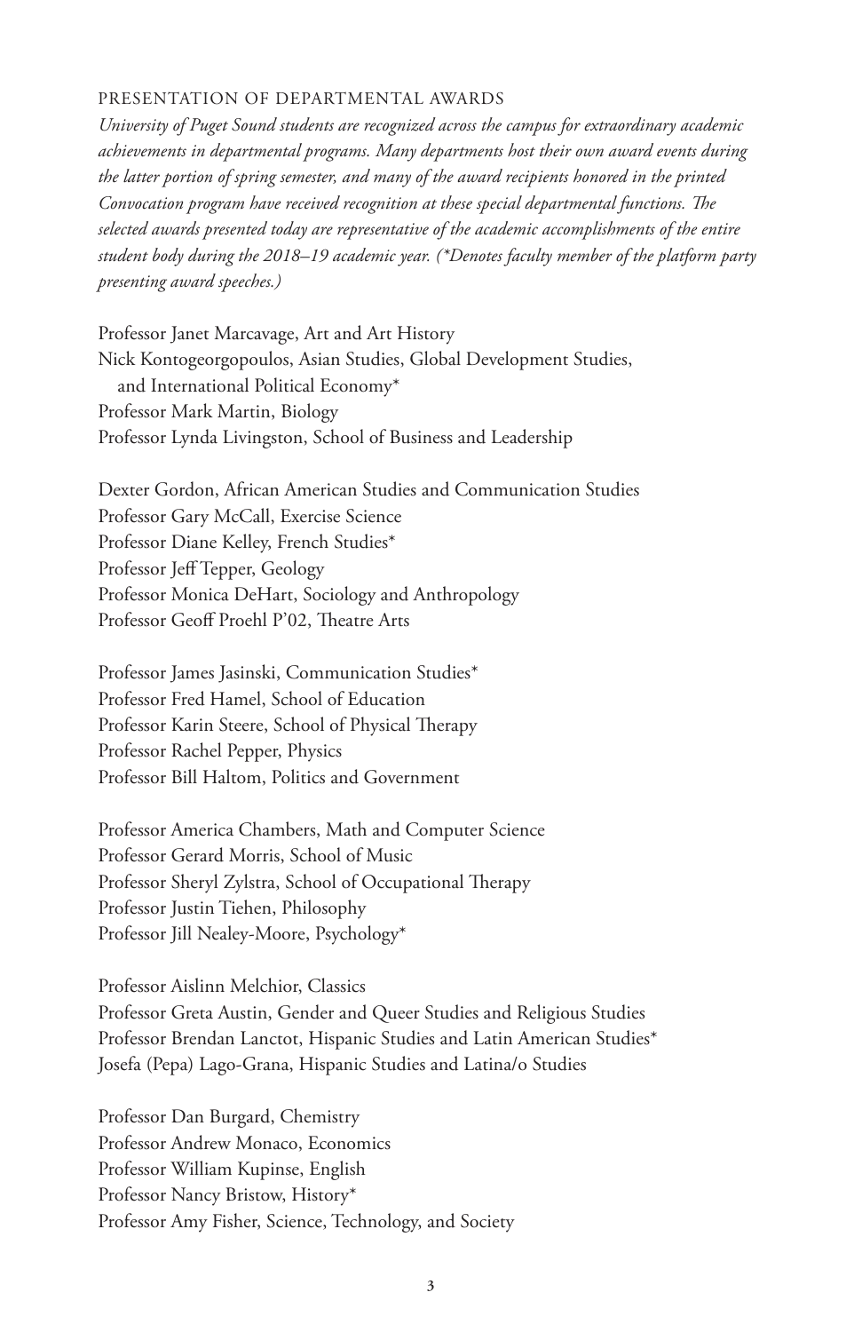## PRESENTATION OF DEPARTMENTAL AWARDS

*University of Puget Sound students are recognized across the campus for extraordinary academic achievements in departmental programs. Many departments host their own award events during the latter portion of spring semester, and many of the award recipients honored in the printed Convocation program have received recognition at these special departmental functions. The selected awards presented today are representative of the academic accomplishments of the entire student body during the 2018–19 academic year. (*Denotes faculty member of the platform party presenting award speeches.)*

Professor Janet Marcavage, Art and Art History  
Nick Kontogeorgopoulos, Asian Studies, Global Development Studies, and International Political Economy*  
Professor Mark Martin, Biology  
Professor Lynda Livingston, School of Business and Leadership

Dexter Gordon, African American Studies and Communication Studies  
Professor Gary McCall, Exercise Science  
Professor Diane Kelley, French Studies*  
Professor Jeff Tepper, Geology  
Professor Monica DeHart, Sociology and Anthropology  
Professor Geoff Proehl P'02, Theatre Arts

Professor James Jasinski, Communication Studies*  
Professor Fred Hamel, School of Education  
Professor Karin Steere, School of Physical Therapy  
Professor Rachel Pepper, Physics  
Professor Bill Haltom, Politics and Government

Professor America Chambers, Math and Computer Science  
Professor Gerard Morris, School of Music  
Professor Sheryl Zylstra, School of Occupational Therapy  
Professor Justin Tiehen, Philosophy  
Professor Jill Nealey-Moore, Psychology*

Professor Aislinn Melchior, Classics  
Professor Greta Austin, Gender and Queer Studies and Religious Studies  
Professor Brendan Lanctot, Hispanic Studies and Latin American Studies*  
Josefa (Pepa) Lago-Grana, Hispanic Studies and Latina/o Studies

Professor Dan Burgard, Chemistry  
Professor Andrew Monaco, Economics  
Professor William Kupinse, English  
Professor Nancy Bristow, History*  
Professor Amy Fisher, Science, Technology, and Society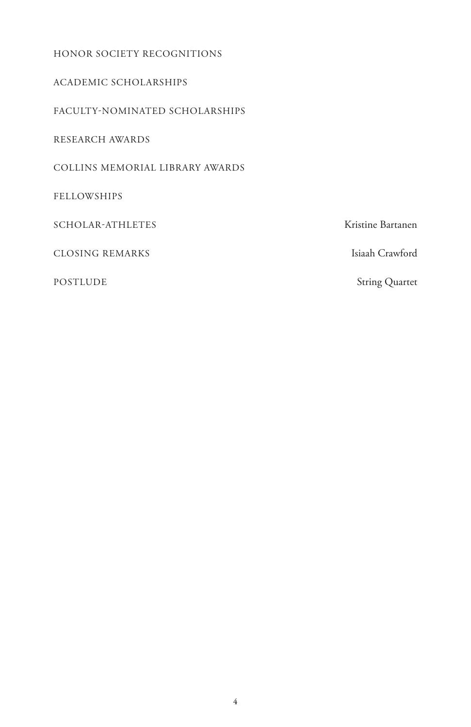HONOR SOCIETY RECOGNITIONS

ACADEMIC SCHOLARSHIPS

FACULTY-NOMINATED SCHOLARSHIPS

RESEARCH AWARDS

COLLINS MEMORIAL LIBRARY AWARDS

FELLOWSHIPS

SCHOLAR-ATHLETES — Kristine Bartanen

CLOSING REMARKS — Isiaah Crawford

POSTLUDE — String Quartet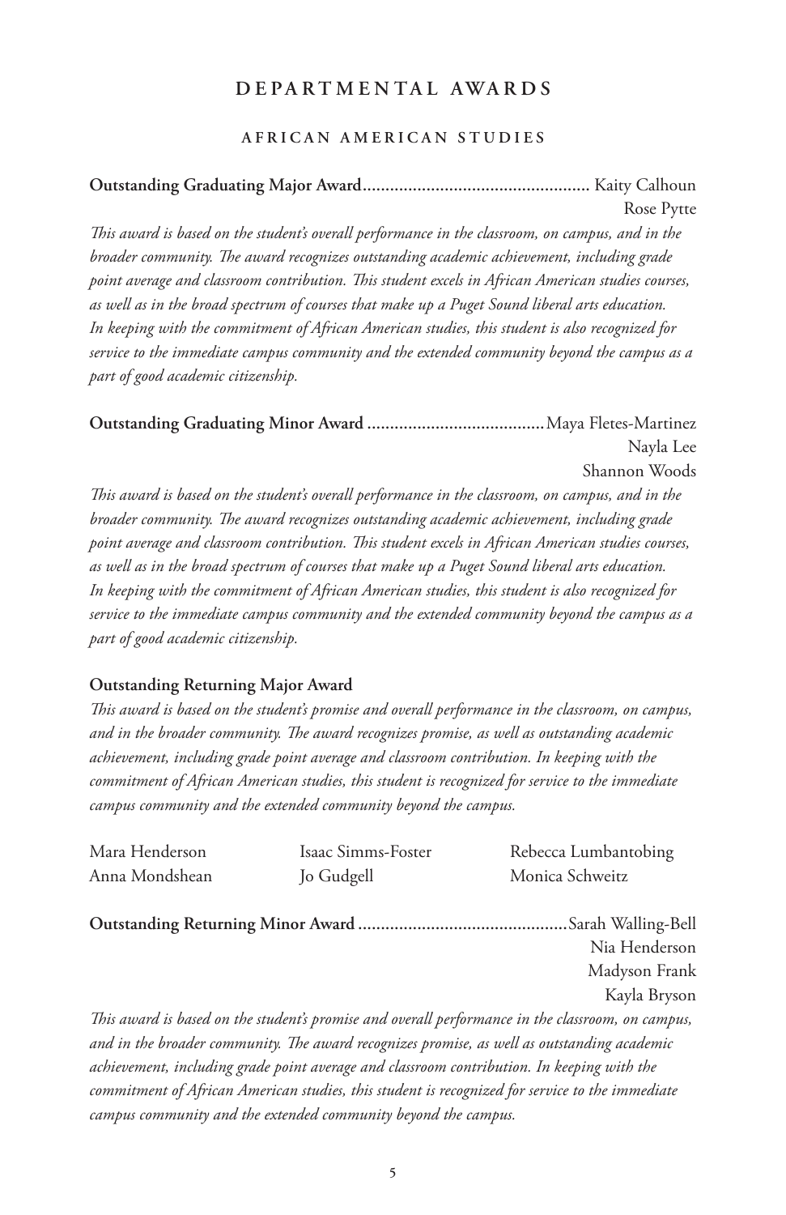# DEPARTMENTAL AWARDS

## AFRICAN AMERICAN STUDIES

**Outstanding Graduating Major Award**.................................................. Kaity Calhoun
Rose Pytte

*This award is based on the student's overall performance in the classroom, on campus, and in the broader community. The award recognizes outstanding academic achievement, including grade point average and classroom contribution. This student excels in African American studies courses, as well as in the broad spectrum of courses that make up a Puget Sound liberal arts education. In keeping with the commitment of African American studies, this student is also recognized for service to the immediate campus community and the extended community beyond the campus as a part of good academic citizenship.*

**Outstanding Graduating Minor Award** .......................................Maya Fletes-Martinez
Nayla Lee
Shannon Woods

*This award is based on the student's overall performance in the classroom, on campus, and in the broader community. The award recognizes outstanding academic achievement, including grade point average and classroom contribution. This student excels in African American studies courses, as well as in the broad spectrum of courses that make up a Puget Sound liberal arts education. In keeping with the commitment of African American studies, this student is also recognized for service to the immediate campus community and the extended community beyond the campus as a part of good academic citizenship.*

**Outstanding Returning Major Award**

*This award is based on the student's promise and overall performance in the classroom, on campus, and in the broader community. The award recognizes promise, as well as outstanding academic achievement, including grade point average and classroom contribution. In keeping with the commitment of African American studies, this student is recognized for service to the immediate campus community and the extended community beyond the campus.*

Mara Henderson
Anna Mondshean
Isaac Simms-Foster
Jo Gudgell
Rebecca Lumbantobing
Monica Schweitz

**Outstanding Returning Minor Award** .............................................Sarah Walling-Bell
Nia Henderson
Madyson Frank
Kayla Bryson

*This award is based on the student's promise and overall performance in the classroom, on campus, and in the broader community. The award recognizes promise, as well as outstanding academic achievement, including grade point average and classroom contribution. In keeping with the commitment of African American studies, this student is recognized for service to the immediate campus community and the extended community beyond the campus.*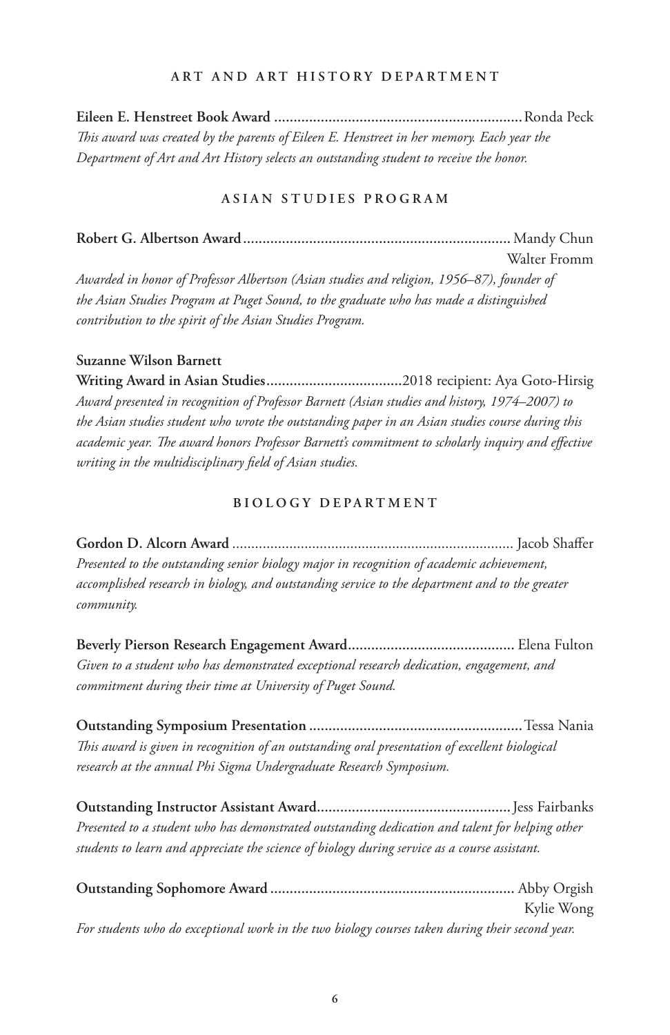## ART AND ART HISTORY DEPARTMENT

**Eileen E. Henstreet Book Award** ................................................................ Ronda Peck

*This award was created by the parents of Eileen E. Henstreet in her memory. Each year the Department of Art and Art History selects an outstanding student to receive the honor.*

## ASIAN STUDIES PROGRAM

**Robert G. Albertson Award** ................................................................ Mandy Chun
Walter Fromm

*Awarded in honor of Professor Albertson (Asian studies and religion, 1956–87), founder of the Asian Studies Program at Puget Sound, to the graduate who has made a distinguished contribution to the spirit of the Asian Studies Program.*

**Suzanne Wilson Barnett**
**Writing Award in Asian Studies** ................................... 2018 recipient: Aya Goto-Hirsig

*Award presented in recognition of Professor Barnett (Asian studies and history, 1974–2007) to the Asian studies student who wrote the outstanding paper in an Asian studies course during this academic year. The award honors Professor Barnett's commitment to scholarly inquiry and effective writing in the multidisciplinary field of Asian studies.*

## BIOLOGY DEPARTMENT

**Gordon D. Alcorn Award** ................................................................ Jacob Shaffer

*Presented to the outstanding senior biology major in recognition of academic achievement, accomplished research in biology, and outstanding service to the department and to the greater community.*

**Beverly Pierson Research Engagement Award** ........................................... Elena Fulton

*Given to a student who has demonstrated exceptional research dedication, engagement, and commitment during their time at University of Puget Sound.*

**Outstanding Symposium Presentation** ...................................................... Tessa Nania

*This award is given in recognition of an outstanding oral presentation of excellent biological research at the annual Phi Sigma Undergraduate Research Symposium.*

**Outstanding Instructor Assistant Award** .................................................. Jess Fairbanks

*Presented to a student who has demonstrated outstanding dedication and talent for helping other students to learn and appreciate the science of biology during service as a course assistant.*

**Outstanding Sophomore Award** .............................................................. Abby Orgish
Kylie Wong

*For students who do exceptional work in the two biology courses taken during their second year.*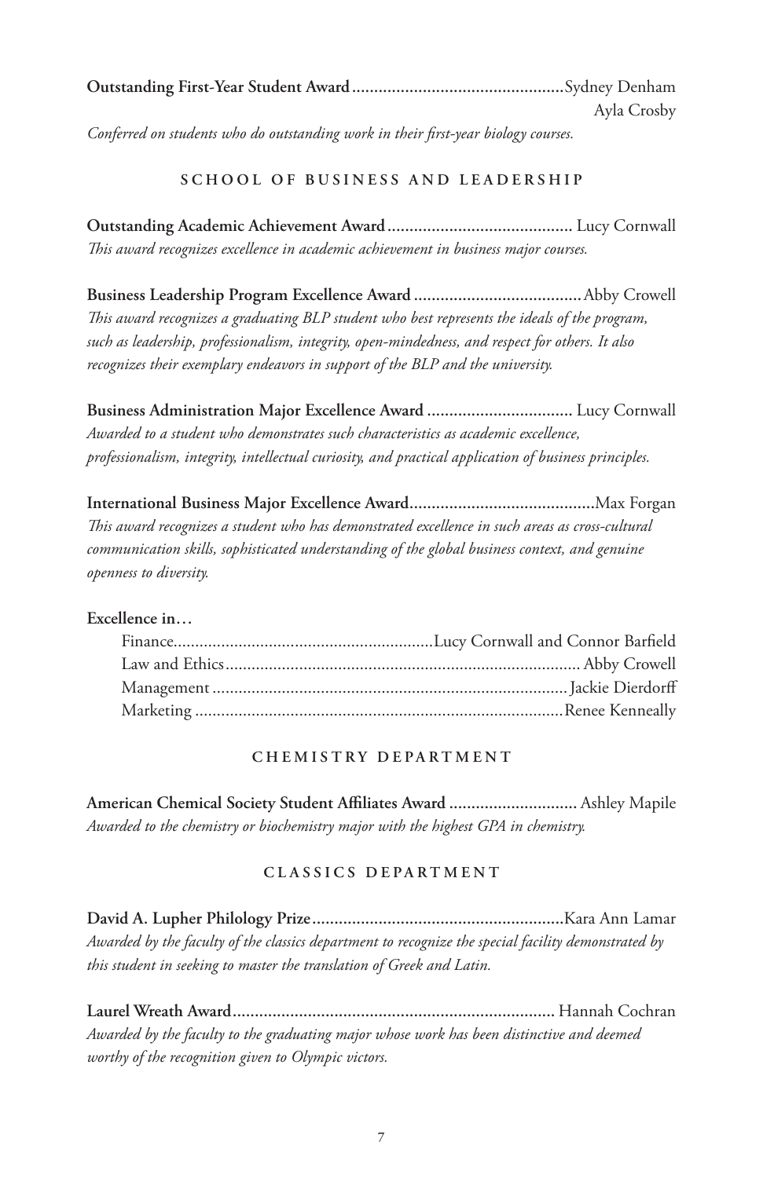**Outstanding First-Year Student Award** ................................................ Sydney Denham
Ayla Crosby

*Conferred on students who do outstanding work in their first-year biology courses.*

## SCHOOL OF BUSINESS AND LEADERSHIP

**Outstanding Academic Achievement Award** .......................................... Lucy Cornwall

*This award recognizes excellence in academic achievement in business major courses.*

**Business Leadership Program Excellence Award** ...................................... Abby Crowell

*This award recognizes a graduating BLP student who best represents the ideals of the program, such as leadership, professionalism, integrity, open-mindedness, and respect for others. It also recognizes their exemplary endeavors in support of the BLP and the university.*

**Business Administration Major Excellence Award** ................................. Lucy Cornwall

*Awarded to a student who demonstrates such characteristics as academic excellence, professionalism, integrity, intellectual curiosity, and practical application of business principles.*

**International Business Major Excellence Award** .......................................... Max Forgan

*This award recognizes a student who has demonstrated excellence in such areas as cross-cultural communication skills, sophisticated understanding of the global business context, and genuine openness to diversity.*

**Excellence in…**

- Finance ............................................................ Lucy Cornwall and Connor Barfield
- Law and Ethics ................................................................................. Abby Crowell
- Management ................................................................................. Jackie Dierdorff
- Marketing ..................................................................................... Renee Kenneally

## CHEMISTRY DEPARTMENT

**American Chemical Society Student Affiliates Award** ............................. Ashley Mapile

*Awarded to the chemistry or biochemistry major with the highest GPA in chemistry.*

## CLASSICS DEPARTMENT

**David A. Lupher Philology Prize** ......................................................... Kara Ann Lamar

*Awarded by the faculty of the classics department to recognize the special facility demonstrated by this student in seeking to master the translation of Greek and Latin.*

**Laurel Wreath Award** ........................................................................ Hannah Cochran

*Awarded by the faculty to the graduating major whose work has been distinctive and deemed worthy of the recognition given to Olympic victors.*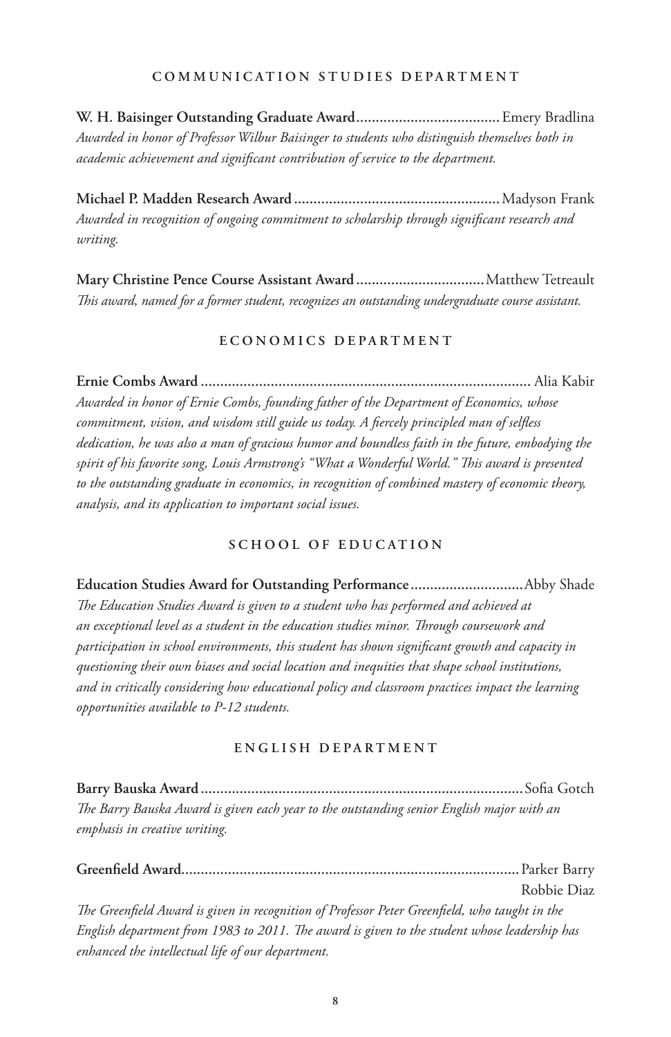## COMMUNICATION STUDIES DEPARTMENT

**W. H. Baisinger Outstanding Graduate Award**..................................... Emery Bradlina

*Awarded in honor of Professor Wilbur Baisinger to students who distinguish themselves both in academic achievement and significant contribution of service to the department.*

**Michael P. Madden Research Award**..................................................... Madyson Frank

*Awarded in recognition of ongoing commitment to scholarship through significant research and writing.*

**Mary Christine Pence Course Assistant Award**................................. Matthew Tetreault

*This award, named for a former student, recognizes an outstanding undergraduate course assistant.*

## ECONOMICS DEPARTMENT

**Ernie Combs Award**..................................................................................... Alia Kabir

*Awarded in honor of Ernie Combs, founding father of the Department of Economics, whose commitment, vision, and wisdom still guide us today. A fiercely principled man of selfless dedication, he was also a man of gracious humor and boundless faith in the future, embodying the spirit of his favorite song, Louis Armstrong's "What a Wonderful World." This award is presented to the outstanding graduate in economics, in recognition of combined mastery of economic theory, analysis, and its application to important social issues.*

## SCHOOL OF EDUCATION

**Education Studies Award for Outstanding Performance**............................. Abby Shade

*The Education Studies Award is given to a student who has performed and achieved at an exceptional level as a student in the education studies minor. Through coursework and participation in school environments, this student has shown significant growth and capacity in questioning their own biases and social location and inequities that shape school institutions, and in critically considering how educational policy and classroom practices impact the learning opportunities available to P-12 students.*

## ENGLISH DEPARTMENT

**Barry Bauska Award**.................................................................................. Sofia Gotch

*The Barry Bauska Award is given each year to the outstanding senior English major with an emphasis in creative writing.*

**Greenfield Award**...................................................................................... Parker Barry
Robbie Diaz

*The Greenfield Award is given in recognition of Professor Peter Greenfield, who taught in the English department from 1983 to 2011. The award is given to the student whose leadership has enhanced the intellectual life of our department.*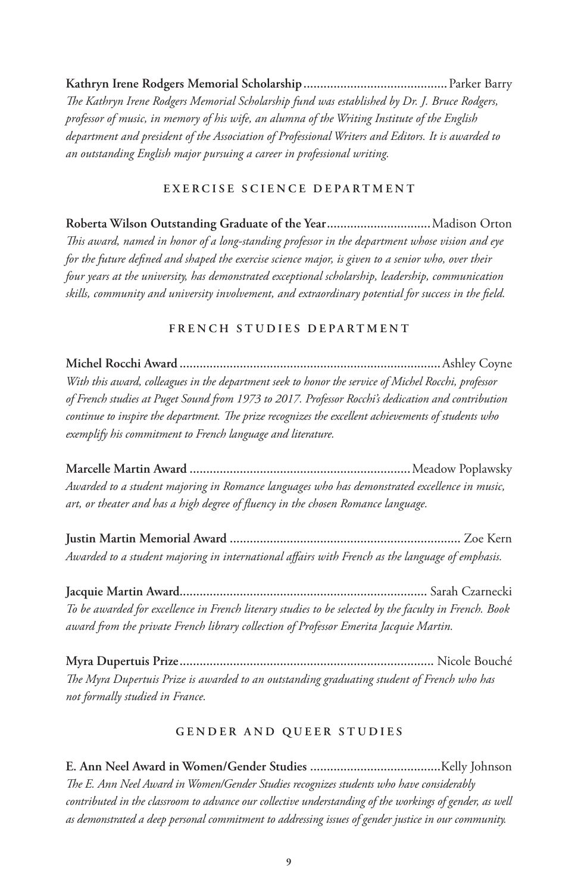**Kathryn Irene Rodgers Memorial Scholarship** .......................................... Parker Barry

*The Kathryn Irene Rodgers Memorial Scholarship fund was established by Dr. J. Bruce Rodgers, professor of music, in memory of his wife, an alumna of the Writing Institute of the English department and president of the Association of Professional Writers and Editors. It is awarded to an outstanding English major pursuing a career in professional writing.*

## EXERCISE SCIENCE DEPARTMENT

**Roberta Wilson Outstanding Graduate of the Year** .............................. Madison Orton

*This award, named in honor of a long-standing professor in the department whose vision and eye for the future defined and shaped the exercise science major, is given to a senior who, over their four years at the university, has demonstrated exceptional scholarship, leadership, communication skills, community and university involvement, and extraordinary potential for success in the field.*

## FRENCH STUDIES DEPARTMENT

**Michel Rocchi Award** ............................................................................ Ashley Coyne

*With this award, colleagues in the department seek to honor the service of Michel Rocchi, professor of French studies at Puget Sound from 1973 to 2017. Professor Rocchi's dedication and contribution continue to inspire the department. The prize recognizes the excellent achievements of students who exemplify his commitment to French language and literature.*

**Marcelle Martin Award** ................................................................ Meadow Poplawsky

*Awarded to a student majoring in Romance languages who has demonstrated excellence in music, art, or theater and has a high degree of fluency in the chosen Romance language.*

**Justin Martin Memorial Award** .................................................................... Zoe Kern

*Awarded to a student majoring in international affairs with French as the language of emphasis.*

**Jacquie Martin Award** ........................................................................ Sarah Czarnecki

*To be awarded for excellence in French literary studies to be selected by the faculty in French. Book award from the private French library collection of Professor Emerita Jacquie Martin.*

**Myra Dupertuis Prize** .......................................................................... Nicole Bouché

*The Myra Dupertuis Prize is awarded to an outstanding graduating student of French who has not formally studied in France.*

## GENDER AND QUEER STUDIES

**E. Ann Neel Award in Women/Gender Studies** ...................................... Kelly Johnson

*The E. Ann Neel Award in Women/Gender Studies recognizes students who have considerably contributed in the classroom to advance our collective understanding of the workings of gender, as well as demonstrated a deep personal commitment to addressing issues of gender justice in our community.*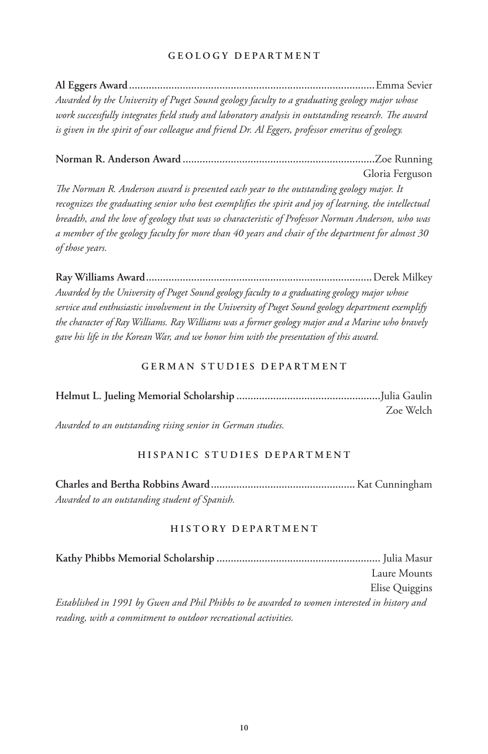## GEOLOGY DEPARTMENT

**Al Eggers Award** ...................................................................................... Emma Sevier

*Awarded by the University of Puget Sound geology faculty to a graduating geology major whose work successfully integrates field study and laboratory analysis in outstanding research. The award is given in the spirit of our colleague and friend Dr. Al Eggers, professor emeritus of geology.*

**Norman R. Anderson Award** .................................................................... Zoe Running
Gloria Ferguson

*The Norman R. Anderson award is presented each year to the outstanding geology major. It recognizes the graduating senior who best exemplifies the spirit and joy of learning, the intellectual breadth, and the love of geology that was so characteristic of Professor Norman Anderson, who was a member of the geology faculty for more than 40 years and chair of the department for almost 30 of those years.*

**Ray Williams Award** ................................................................................ Derek Milkey

*Awarded by the University of Puget Sound geology faculty to a graduating geology major whose service and enthusiastic involvement in the University of Puget Sound geology department exemplify the character of Ray Williams. Ray Williams was a former geology major and a Marine who bravely gave his life in the Korean War, and we honor him with the presentation of this award.*

## GERMAN STUDIES DEPARTMENT

**Helmut L. Jueling Memorial Scholarship** ................................................... Julia Gaulin
Zoe Welch

*Awarded to an outstanding rising senior in German studies.*

## HISPANIC STUDIES DEPARTMENT

**Charles and Bertha Robbins Award** .................................................. Kat Cunningham

*Awarded to an outstanding student of Spanish.*

## HISTORY DEPARTMENT

**Kathy Phibbs Memorial Scholarship** .......................................................... Julia Masur
Laure Mounts
Elise Quiggins

*Established in 1991 by Gwen and Phil Phibbs to be awarded to women interested in history and reading, with a commitment to outdoor recreational activities.*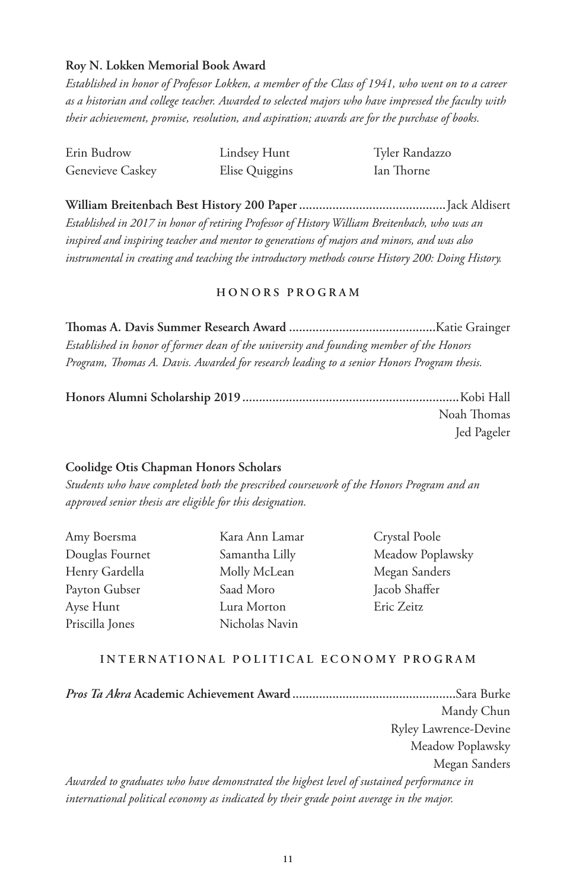**Roy N. Lokken Memorial Book Award**

*Established in honor of Professor Lokken, a member of the Class of 1941, who went on to a career as a historian and college teacher. Awarded to selected majors who have impressed the faculty with their achievement, promise, resolution, and aspiration; awards are for the purchase of books.*

Erin Budrow
Genevieve Caskey
Lindsey Hunt
Elise Quiggins
Tyler Randazzo
Ian Thorne

**William Breitenbach Best History 200 Paper** ............................................ Jack Aldisert

*Established in 2017 in honor of retiring Professor of History William Breitenbach, who was an inspired and inspiring teacher and mentor to generations of majors and minors, and was also instrumental in creating and teaching the introductory methods course History 200: Doing History.*

## HONORS PROGRAM

**Thomas A. Davis Summer Research Award** ............................................ Katie Grainger

*Established in honor of former dean of the university and founding member of the Honors Program, Thomas A. Davis. Awarded for research leading to a senior Honors Program thesis.*

**Honors Alumni Scholarship 2019** ................................................................ Kobi Hall
Noah Thomas
Jed Pageler

**Coolidge Otis Chapman Honors Scholars**

*Students who have completed both the prescribed coursework of the Honors Program and an approved senior thesis are eligible for this designation.*

Amy Boersma
Douglas Fournet
Henry Gardella
Payton Gubser
Ayse Hunt
Priscilla Jones
Kara Ann Lamar
Samantha Lilly
Molly McLean
Saad Moro
Lura Morton
Nicholas Navin
Crystal Poole
Meadow Poplawsky
Megan Sanders
Jacob Shaffer
Eric Zeitz

## INTERNATIONAL POLITICAL ECONOMY PROGRAM

***Pros Ta Akra* Academic Achievement Award** ................................................. Sara Burke
Mandy Chun
Ryley Lawrence-Devine
Meadow Poplawsky
Megan Sanders

*Awarded to graduates who have demonstrated the highest level of sustained performance in international political economy as indicated by their grade point average in the major.*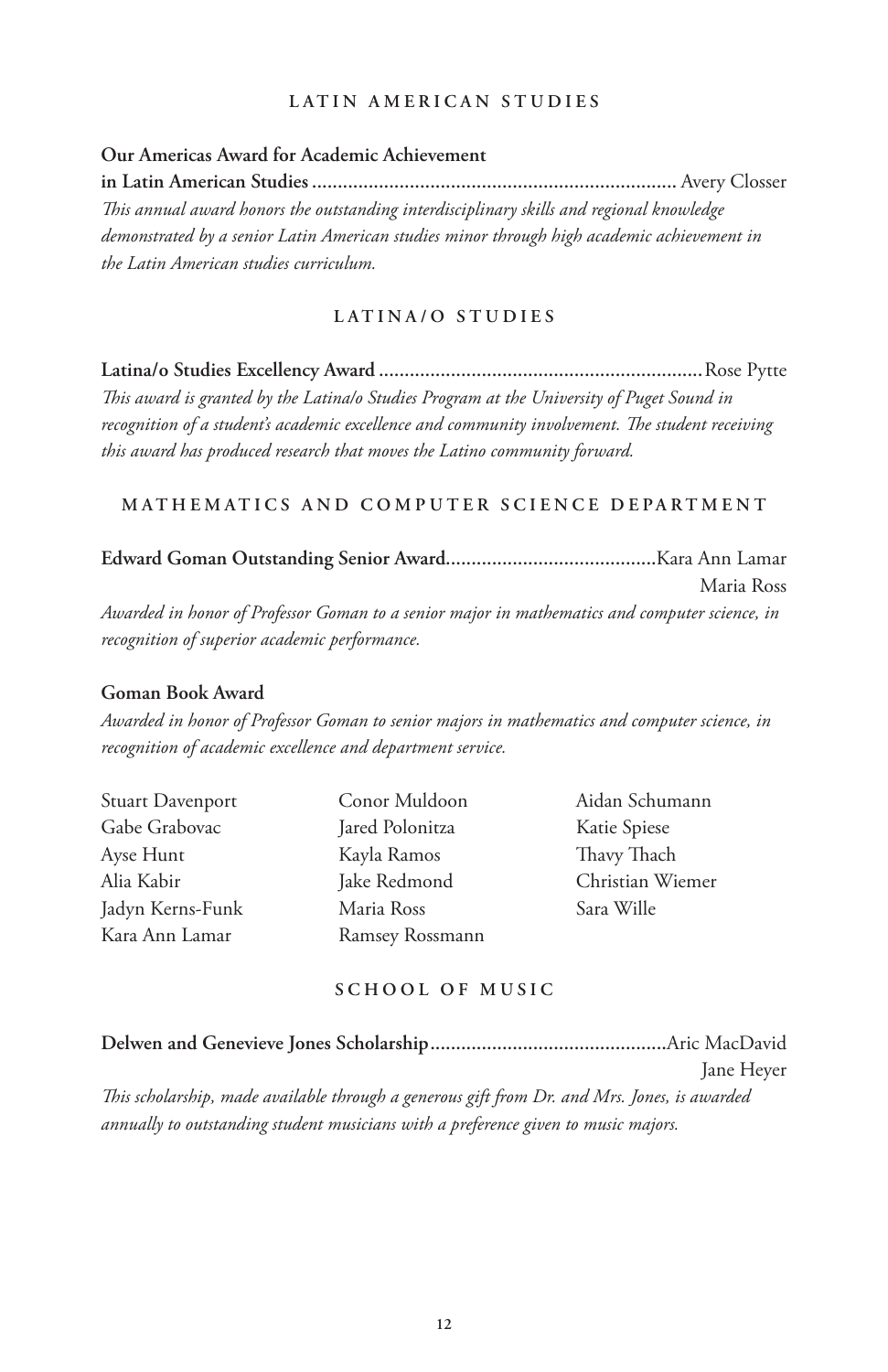## LATIN AMERICAN STUDIES

**Our Americas Award for Academic Achievement in Latin American Studies** ....................................................................... Avery Closser

*This annual award honors the outstanding interdisciplinary skills and regional knowledge demonstrated by a senior Latin American studies minor through high academic achievement in the Latin American studies curriculum.*

## LATINA/O STUDIES

**Latina/o Studies Excellency Award** ............................................................... Rose Pytte

*This award is granted by the Latina/o Studies Program at the University of Puget Sound in recognition of a student's academic excellence and community involvement. The student receiving this award has produced research that moves the Latino community forward.*

## MATHEMATICS AND COMPUTER SCIENCE DEPARTMENT

**Edward Goman Outstanding Senior Award**......................................... Kara Ann Lamar
Maria Ross

*Awarded in honor of Professor Goman to a senior major in mathematics and computer science, in recognition of superior academic performance.*

**Goman Book Award**

*Awarded in honor of Professor Goman to senior majors in mathematics and computer science, in recognition of academic excellence and department service.*

Stuart Davenport
Gabe Grabovac
Ayse Hunt
Alia Kabir
Jadyn Kerns-Funk
Kara Ann Lamar
Conor Muldoon
Jared Polonitza
Kayla Ramos
Jake Redmond
Maria Ross
Ramsey Rossmann
Aidan Schumann
Katie Spiese
Thavy Thach
Christian Wiemer
Sara Wille

## SCHOOL OF MUSIC

**Delwen and Genevieve Jones Scholarship**............................................. Aric MacDavid
Jane Heyer

*This scholarship, made available through a generous gift from Dr. and Mrs. Jones, is awarded annually to outstanding student musicians with a preference given to music majors.*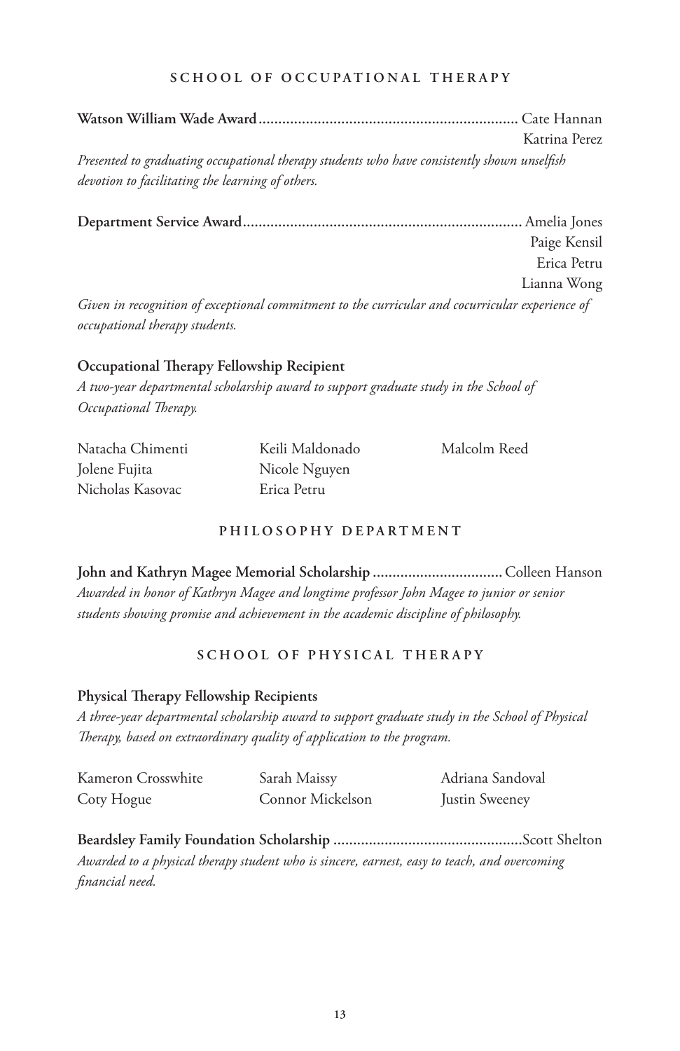## SCHOOL OF OCCUPATIONAL THERAPY

**Watson William Wade Award** .................................................................. Cate Hannan
Katrina Perez

*Presented to graduating occupational therapy students who have consistently shown unselfish devotion to facilitating the learning of others.*

**Department Service Award** ....................................................................... Amelia Jones
Paige Kensil
Erica Petru
Lianna Wong

*Given in recognition of exceptional commitment to the curricular and cocurricular experience of occupational therapy students.*

**Occupational Therapy Fellowship Recipient**

*A two-year departmental scholarship award to support graduate study in the School of Occupational Therapy.*

Natacha Chimenti
Jolene Fujita
Nicholas Kasovac
Keili Maldonado
Nicole Nguyen
Erica Petru
Malcolm Reed

## PHILOSOPHY DEPARTMENT

**John and Kathryn Magee Memorial Scholarship** ................................. Colleen Hanson

*Awarded in honor of Kathryn Magee and longtime professor John Magee to junior or senior students showing promise and achievement in the academic discipline of philosophy.*

## SCHOOL OF PHYSICAL THERAPY

**Physical Therapy Fellowship Recipients**

*A three-year departmental scholarship award to support graduate study in the School of Physical Therapy, based on extraordinary quality of application to the program.*

Kameron Crosswhite
Coty Hogue
Sarah Maissy
Connor Mickelson
Adriana Sandoval
Justin Sweeney

**Beardsley Family Foundation Scholarship** ................................................ Scott Shelton

*Awarded to a physical therapy student who is sincere, earnest, easy to teach, and overcoming financial need.*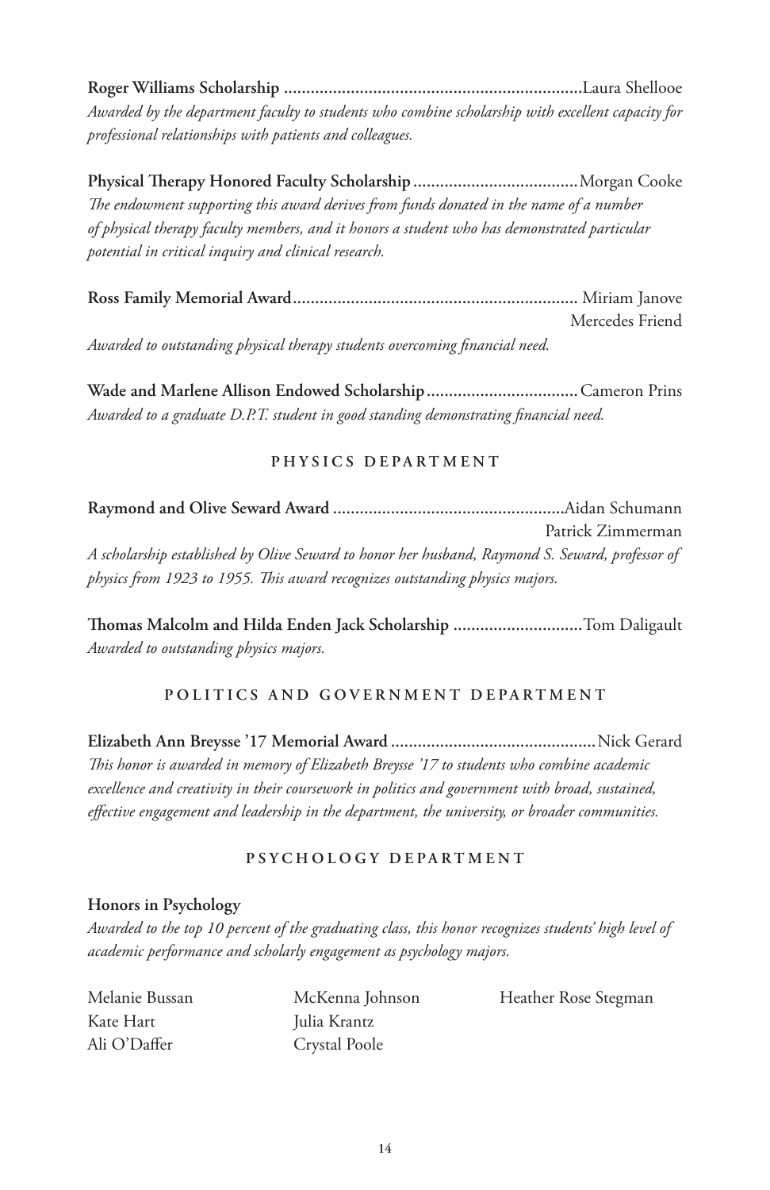**Roger Williams Scholarship** .................................................................Laura Shellooe

*Awarded by the department faculty to students who combine scholarship with excellent capacity for professional relationships with patients and colleagues.*

**Physical Therapy Honored Faculty Scholarship**.....................................Morgan Cooke

*The endowment supporting this award derives from funds donated in the name of a number of physical therapy faculty members, and it honors a student who has demonstrated particular potential in critical inquiry and clinical research.*

**Ross Family Memorial Award**............................................................... Miriam Janove
Mercedes Friend

*Awarded to outstanding physical therapy students overcoming financial need.*

**Wade and Marlene Allison Endowed Scholarship**.................................Cameron Prins

*Awarded to a graduate D.P.T. student in good standing demonstrating financial need.*

## PHYSICS DEPARTMENT

**Raymond and Olive Seward Award** ...................................................Aidan Schumann
Patrick Zimmerman

*A scholarship established by Olive Seward to honor her husband, Raymond S. Seward, professor of physics from 1923 to 1955. This award recognizes outstanding physics majors.*

**Thomas Malcolm and Hilda Enden Jack Scholarship** .............................Tom Daligault

*Awarded to outstanding physics majors.*

## POLITICS AND GOVERNMENT DEPARTMENT

**Elizabeth Ann Breysse '17 Memorial Award**.............................................Nick Gerard

*This honor is awarded in memory of Elizabeth Breysse '17 to students who combine academic excellence and creativity in their coursework in politics and government with broad, sustained, effective engagement and leadership in the department, the university, or broader communities.*

## PSYCHOLOGY DEPARTMENT

**Honors in Psychology**

*Awarded to the top 10 percent of the graduating class, this honor recognizes students' high level of academic performance and scholarly engagement as psychology majors.*

Melanie Bussan
Kate Hart
Ali O'Daffer
McKenna Johnson
Julia Krantz
Crystal Poole
Heather Rose Stegman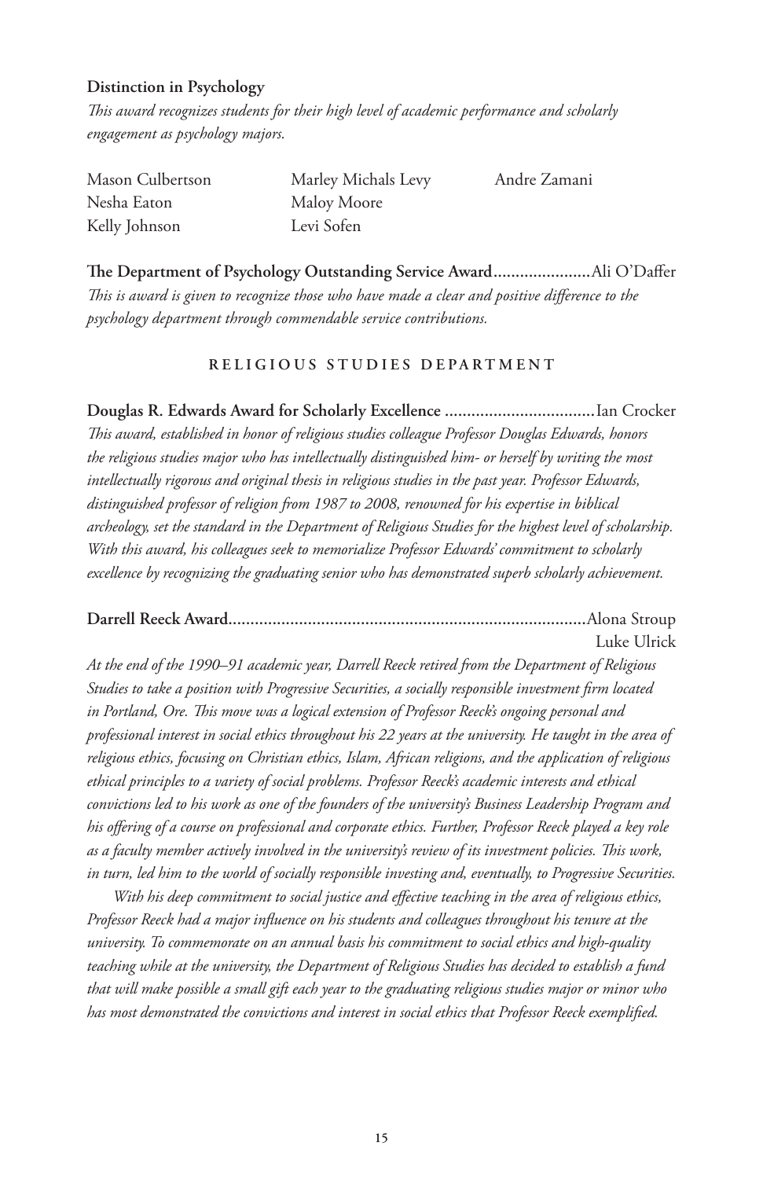**Distinction in Psychology**

*This award recognizes students for their high level of academic performance and scholarly engagement as psychology majors.*

Mason Culbertson
Nesha Eaton
Kelly Johnson
Marley Michals Levy
Maloy Moore
Levi Sofen
Andre Zamani

**The Department of Psychology Outstanding Service Award**......................Ali O'Daffer

*This is award is given to recognize those who have made a clear and positive difference to the psychology department through commendable service contributions.*

## RELIGIOUS STUDIES DEPARTMENT

**Douglas R. Edwards Award for Scholarly Excellence** ..................................Ian Crocker

*This award, established in honor of religious studies colleague Professor Douglas Edwards, honors the religious studies major who has intellectually distinguished him- or herself by writing the most intellectually rigorous and original thesis in religious studies in the past year. Professor Edwards, distinguished professor of religion from 1987 to 2008, renowned for his expertise in biblical archeology, set the standard in the Department of Religious Studies for the highest level of scholarship. With this award, his colleagues seek to memorialize Professor Edwards' commitment to scholarly excellence by recognizing the graduating senior who has demonstrated superb scholarly achievement.*

**Darrell Reeck Award**................................................................................Alona Stroup
Luke Ulrick

*At the end of the 1990–91 academic year, Darrell Reeck retired from the Department of Religious Studies to take a position with Progressive Securities, a socially responsible investment firm located in Portland, Ore. This move was a logical extension of Professor Reeck's ongoing personal and professional interest in social ethics throughout his 22 years at the university. He taught in the area of religious ethics, focusing on Christian ethics, Islam, African religions, and the application of religious ethical principles to a variety of social problems. Professor Reeck's academic interests and ethical convictions led to his work as one of the founders of the university's Business Leadership Program and his offering of a course on professional and corporate ethics. Further, Professor Reeck played a key role as a faculty member actively involved in the university's review of its investment policies. This work, in turn, led him to the world of socially responsible investing and, eventually, to Progressive Securities.*

*With his deep commitment to social justice and effective teaching in the area of religious ethics, Professor Reeck had a major influence on his students and colleagues throughout his tenure at the university. To commemorate on an annual basis his commitment to social ethics and high-quality teaching while at the university, the Department of Religious Studies has decided to establish a fund that will make possible a small gift each year to the graduating religious studies major or minor who has most demonstrated the convictions and interest in social ethics that Professor Reeck exemplified.*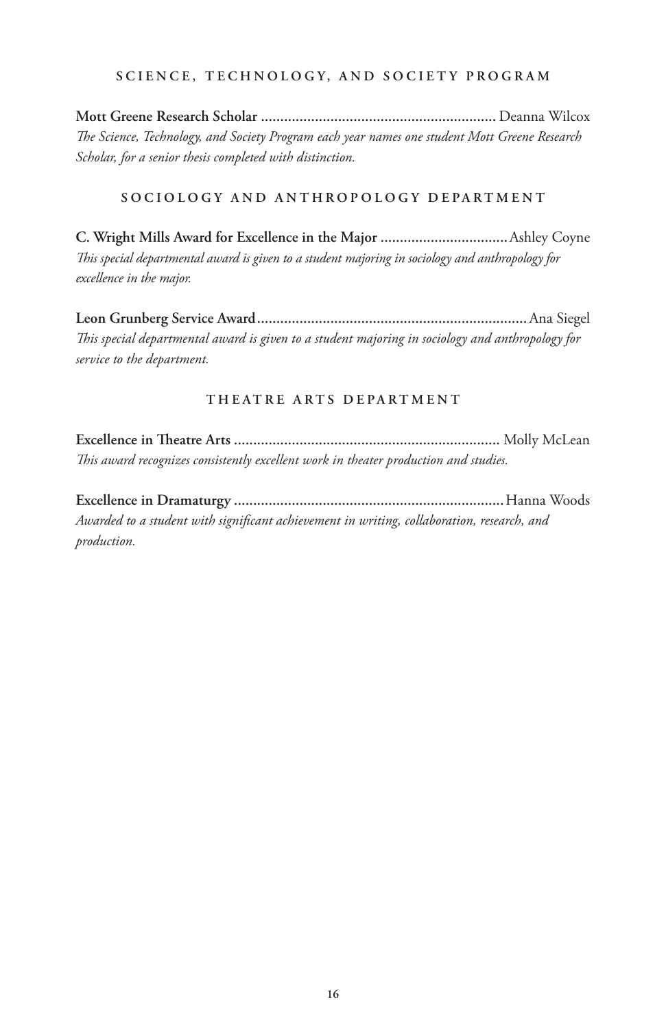## SCIENCE, TECHNOLOGY, AND SOCIETY PROGRAM

**Mott Greene Research Scholar** ............................................................ Deanna Wilcox
*The Science, Technology, and Society Program each year names one student Mott Greene Research Scholar, for a senior thesis completed with distinction.*

## SOCIOLOGY AND ANTHROPOLOGY DEPARTMENT

**C. Wright Mills Award for Excellence in the Major** ................................ Ashley Coyne
*This special departmental award is given to a student majoring in sociology and anthropology for excellence in the major.*

**Leon Grunberg Service Award** ..................................................................... Ana Siegel
*This special departmental award is given to a student majoring in sociology and anthropology for service to the department.*

## THEATRE ARTS DEPARTMENT

**Excellence in Theatre Arts** .................................................................... Molly McLean
*This award recognizes consistently excellent work in theater production and studies.*

**Excellence in Dramaturgy** ..................................................................... Hanna Woods
*Awarded to a student with significant achievement in writing, collaboration, research, and production.*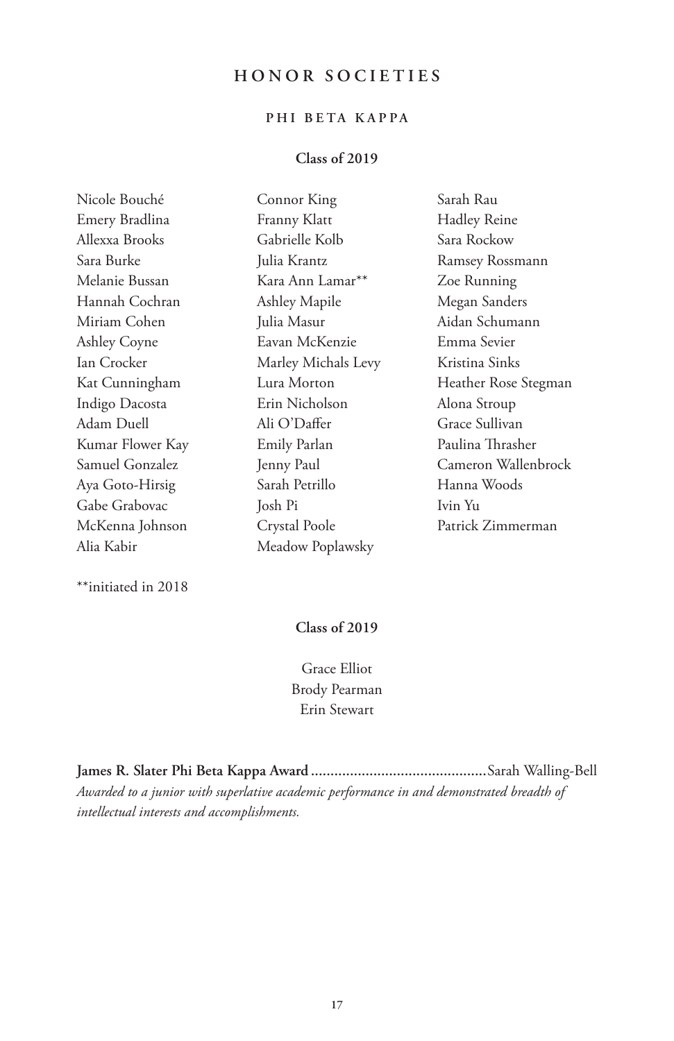# HONOR SOCIETIES

## PHI BETA KAPPA

### Class of 2019

Nicole Bouché
Emery Bradlina
Allexxa Brooks
Sara Burke
Melanie Bussan
Hannah Cochran
Miriam Cohen
Ashley Coyne
Ian Crocker
Kat Cunningham
Indigo Dacosta
Adam Duell
Kumar Flower Kay
Samuel Gonzalez
Aya Goto-Hirsig
Gabe Grabovac
McKenna Johnson
Alia Kabir
Connor King
Franny Klatt
Gabrielle Kolb
Julia Krantz
Kara Ann Lamar**
Ashley Mapile
Julia Masur
Eavan McKenzie
Marley Michals Levy
Lura Morton
Erin Nicholson
Ali O'Daffer
Emily Parlan
Jenny Paul
Sarah Petrillo
Josh Pi
Crystal Poole
Meadow Poplawsky
Sarah Rau
Hadley Reine
Sara Rockow
Ramsey Rossmann
Zoe Running
Megan Sanders
Aidan Schumann
Emma Sevier
Kristina Sinks
Heather Rose Stegman
Alona Stroup
Grace Sullivan
Paulina Thrasher
Cameron Wallenbrock
Hanna Woods
Ivin Yu
Patrick Zimmerman

**initiated in 2018

### Class of 2019

Grace Elliot
Brody Pearman
Erin Stewart

**James R. Slater Phi Beta Kappa Award** ............................................ Sarah Walling-Bell
*Awarded to a junior with superlative academic performance in and demonstrated breadth of intellectual interests and accomplishments.*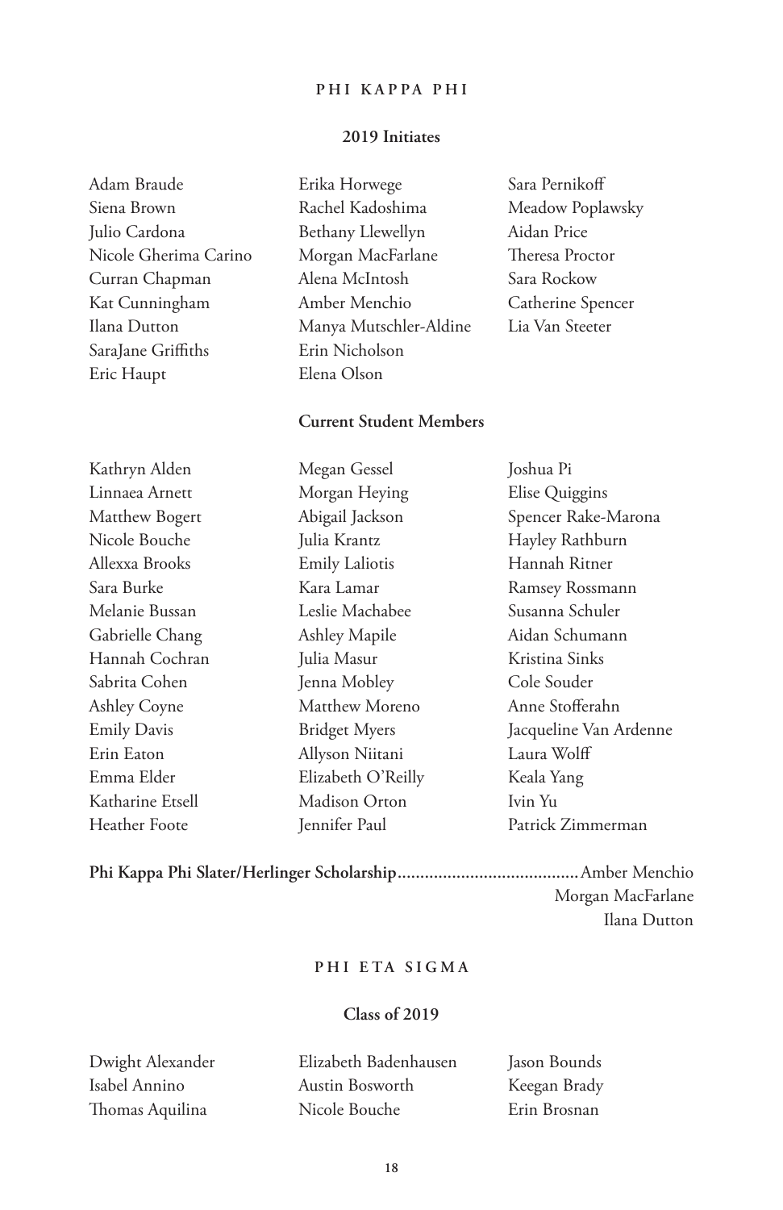## PHI KAPPA PHI

### 2019 Initiates

Adam Braude
Siena Brown
Julio Cardona
Nicole Gherima Carino
Curran Chapman
Kat Cunningham
Ilana Dutton
SaraJane Griffiths
Eric Haupt
Erika Horwege
Rachel Kadoshima
Bethany Llewellyn
Morgan MacFarlane
Alena McIntosh
Amber Menchio
Manya Mutschler-Aldine
Erin Nicholson
Elena Olson
Sara Pernikoff
Meadow Poplawsky
Aidan Price
Theresa Proctor
Sara Rockow
Catherine Spencer
Lia Van Steeter

### Current Student Members

Kathryn Alden
Linnaea Arnett
Matthew Bogert
Nicole Bouche
Allexxa Brooks
Sara Burke
Melanie Bussan
Gabrielle Chang
Hannah Cochran
Sabrita Cohen
Ashley Coyne
Emily Davis
Erin Eaton
Emma Elder
Katharine Etsell
Heather Foote
Megan Gessel
Morgan Heying
Abigail Jackson
Julia Krantz
Emily Laliotis
Kara Lamar
Leslie Machabee
Ashley Mapile
Julia Masur
Jenna Mobley
Matthew Moreno
Bridget Myers
Allyson Niitani
Elizabeth O'Reilly
Madison Orton
Jennifer Paul
Joshua Pi
Elise Quiggins
Spencer Rake-Marona
Hayley Rathburn
Hannah Ritner
Ramsey Rossmann
Susanna Schuler
Aidan Schumann
Kristina Sinks
Cole Souder
Anne Stofferahn
Jacqueline Van Ardenne
Laura Wolff
Keala Yang
Ivin Yu
Patrick Zimmerman

**Phi Kappa Phi Slater/Herlinger Scholarship**........................................Amber Menchio
Morgan MacFarlane
Ilana Dutton

## PHI ETA SIGMA

### Class of 2019

Dwight Alexander
Isabel Annino
Thomas Aquilina
Elizabeth Badenhausen
Austin Bosworth
Nicole Bouche
Jason Bounds
Keegan Brady
Erin Brosnan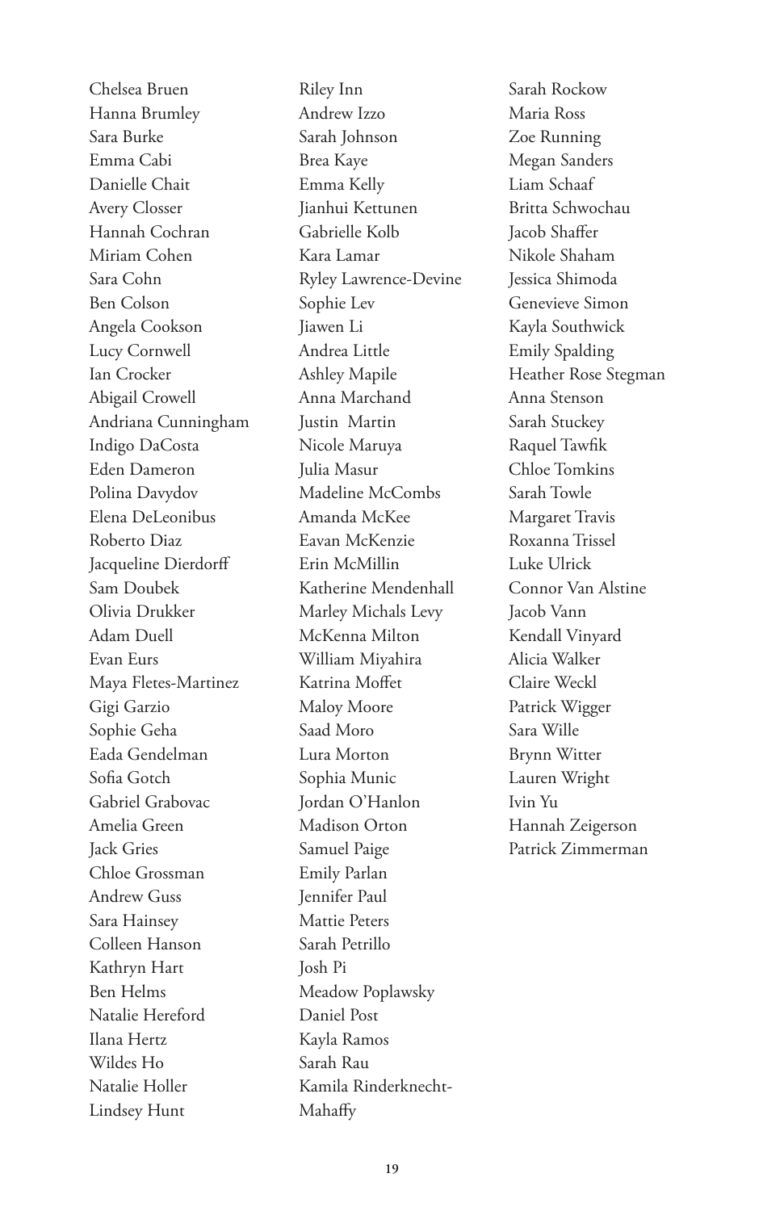Chelsea Bruen
Hanna Brumley
Sara Burke
Emma Cabi
Danielle Chait
Avery Closser
Hannah Cochran
Miriam Cohen
Sara Cohn
Ben Colson
Angela Cookson
Lucy Cornwell
Ian Crocker
Abigail Crowell
Andriana Cunningham
Indigo DaCosta
Eden Dameron
Polina Davydov
Elena DeLeonibus
Roberto Diaz
Jacqueline Dierdorff
Sam Doubek
Olivia Drukker
Adam Duell
Evan Eurs
Maya Fletes-Martinez
Gigi Garzio
Sophie Geha
Eada Gendelman
Sofia Gotch
Gabriel Grabovac
Amelia Green
Jack Gries
Chloe Grossman
Andrew Guss
Sara Hainsey
Colleen Hanson
Kathryn Hart
Ben Helms
Natalie Hereford
Ilana Hertz
Wildes Ho
Natalie Holler
Lindsey Hunt
Riley Inn
Andrew Izzo
Sarah Johnson
Brea Kaye
Emma Kelly
Jianhui Kettunen
Gabrielle Kolb
Kara Lamar
Ryley Lawrence-Devine
Sophie Lev
Jiawen Li
Andrea Little
Ashley Mapile
Anna Marchand
Justin Martin
Nicole Maruya
Julia Masur
Madeline McCombs
Amanda McKee
Eavan McKenzie
Erin McMillin
Katherine Mendenhall
Marley Michals Levy
McKenna Milton
William Miyahira
Katrina Moffet
Maloy Moore
Saad Moro
Lura Morton
Sophia Munic
Jordan O'Hanlon
Madison Orton
Samuel Paige
Emily Parlan
Jennifer Paul
Mattie Peters
Sarah Petrillo
Josh Pi
Meadow Poplawsky
Daniel Post
Kayla Ramos
Sarah Rau
Kamila Rinderknecht-Mahaffy
Sarah Rockow
Maria Ross
Zoe Running
Megan Sanders
Liam Schaaf
Britta Schwochau
Jacob Shaffer
Nikole Shaham
Jessica Shimoda
Genevieve Simon
Kayla Southwick
Emily Spalding
Heather Rose Stegman
Anna Stenson
Sarah Stuckey
Raquel Tawfik
Chloe Tomkins
Sarah Towle
Margaret Travis
Roxanna Trissel
Luke Ulrick
Connor Van Alstine
Jacob Vann
Kendall Vinyard
Alicia Walker
Claire Weckl
Patrick Wigger
Sara Wille
Brynn Witter
Lauren Wright
Ivin Yu
Hannah Zeigerson
Patrick Zimmerman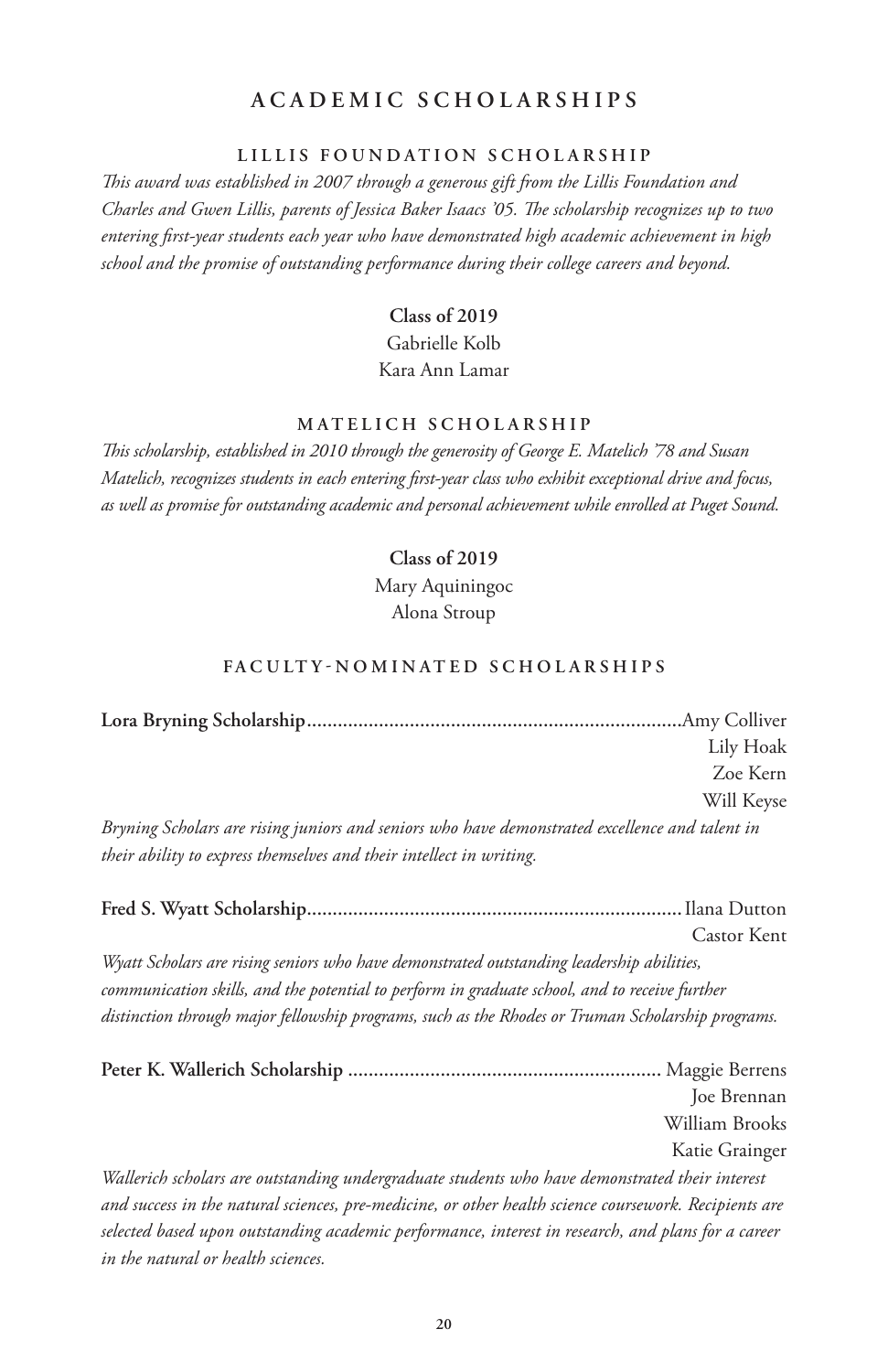# ACADEMIC SCHOLARSHIPS

## LILLIS FOUNDATION SCHOLARSHIP

*This award was established in 2007 through a generous gift from the Lillis Foundation and Charles and Gwen Lillis, parents of Jessica Baker Isaacs '05. The scholarship recognizes up to two entering first-year students each year who have demonstrated high academic achievement in high school and the promise of outstanding performance during their college careers and beyond.*

**Class of 2019**

Gabrielle Kolb
Kara Ann Lamar

## MATELICH SCHOLARSHIP

*This scholarship, established in 2010 through the generosity of George E. Matelich '78 and Susan Matelich, recognizes students in each entering first-year class who exhibit exceptional drive and focus, as well as promise for outstanding academic and personal achievement while enrolled at Puget Sound.*

**Class of 2019**

Mary Aquiningoc
Alona Stroup

## FACULTY-NOMINATED SCHOLARSHIPS

**Lora Bryning Scholarship**........................................................................Amy Colliver
Lily Hoak
Zoe Kern
Will Keyse

*Bryning Scholars are rising juniors and seniors who have demonstrated excellence and talent in their ability to express themselves and their intellect in writing.*

**Fred S. Wyatt Scholarship**........................................................................Ilana Dutton
Castor Kent

*Wyatt Scholars are rising seniors who have demonstrated outstanding leadership abilities, communication skills, and the potential to perform in graduate school, and to receive further distinction through major fellowship programs, such as the Rhodes or Truman Scholarship programs.*

**Peter K. Wallerich Scholarship** ............................................................ Maggie Berrens
Joe Brennan
William Brooks
Katie Grainger

*Wallerich scholars are outstanding undergraduate students who have demonstrated their interest and success in the natural sciences, pre-medicine, or other health science coursework. Recipients are selected based upon outstanding academic performance, interest in research, and plans for a career in the natural or health sciences.*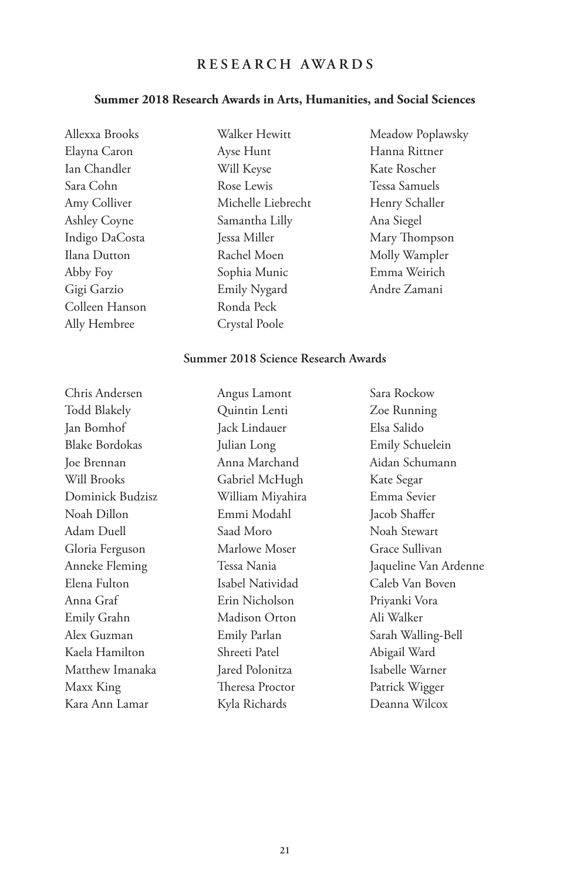# RESEARCH AWARDS

## Summer 2018 Research Awards in Arts, Humanities, and Social Sciences

Allexxa Brooks
Elayna Caron
Ian Chandler
Sara Cohn
Amy Colliver
Ashley Coyne
Indigo DaCosta
Ilana Dutton
Abby Foy
Gigi Garzio
Colleen Hanson
Ally Hembree
Walker Hewitt
Ayse Hunt
Will Keyse
Rose Lewis
Michelle Liebrecht
Samantha Lilly
Jessa Miller
Rachel Moen
Sophia Munic
Emily Nygard
Ronda Peck
Crystal Poole
Meadow Poplawsky
Hanna Rittner
Kate Roscher
Tessa Samuels
Henry Schaller
Ana Siegel
Mary Thompson
Molly Wampler
Emma Weirich
Andre Zamani

## Summer 2018 Science Research Awards

Chris Andersen
Todd Blakely
Jan Bomhof
Blake Bordokas
Joe Brennan
Will Brooks
Dominick Budzisz
Noah Dillon
Adam Duell
Gloria Ferguson
Anneke Fleming
Elena Fulton
Anna Graf
Emily Grahn
Alex Guzman
Kaela Hamilton
Matthew Imanaka
Maxx King
Kara Ann Lamar
Angus Lamont
Quintin Lenti
Jack Lindauer
Julian Long
Anna Marchand
Gabriel McHugh
William Miyahira
Emmi Modahl
Saad Moro
Marlowe Moser
Tessa Nania
Isabel Natividad
Erin Nicholson
Madison Orton
Emily Parlan
Shreeti Patel
Jared Polonitza
Theresa Proctor
Kyla Richards
Sara Rockow
Zoe Running
Elsa Salido
Emily Schuelein
Aidan Schumann
Kate Segar
Emma Sevier
Jacob Shaffer
Noah Stewart
Grace Sullivan
Jaqueline Van Ardenne
Caleb Van Boven
Priyanki Vora
Ali Walker
Sarah Walling-Bell
Abigail Ward
Isabelle Warner
Patrick Wigger
Deanna Wilcox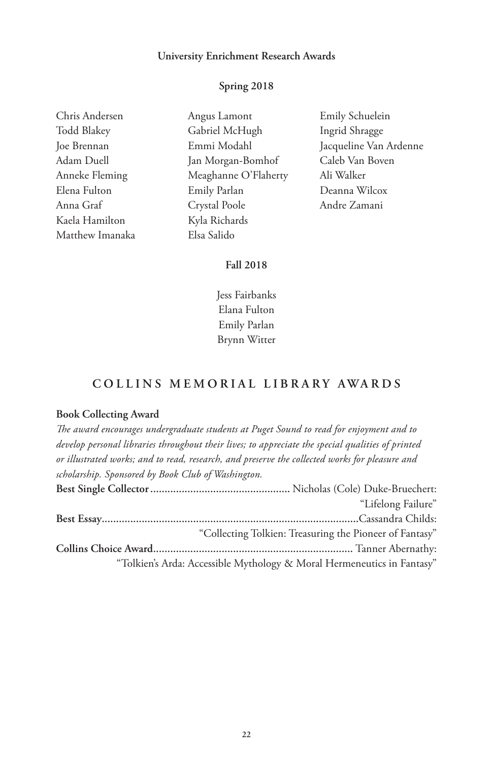### University Enrichment Research Awards

**Spring 2018**

Chris Andersen
Todd Blakey
Joe Brennan
Adam Duell
Anneke Fleming
Elena Fulton
Anna Graf
Kaela Hamilton
Matthew Imanaka
Angus Lamont
Gabriel McHugh
Emmi Modahl
Jan Morgan-Bomhof
Meaghanne O'Flaherty
Emily Parlan
Crystal Poole
Kyla Richards
Elsa Salido
Emily Schuelein
Ingrid Shragge
Jacqueline Van Ardenne
Caleb Van Boven
Ali Walker
Deanna Wilcox
Andre Zamani

**Fall 2018**

Jess Fairbanks
Elana Fulton
Emily Parlan
Brynn Witter

## COLLINS MEMORIAL LIBRARY AWARDS

**Book Collecting Award**

*The award encourages undergraduate students at Puget Sound to read for enjoyment and to develop personal libraries throughout their lives; to appreciate the special qualities of printed or illustrated works; and to read, research, and preserve the collected works for pleasure and scholarship. Sponsored by Book Club of Washington.*

**Best Single Collector** ........ Nicholas (Cole) Duke-Bruechert: "Lifelong Failure"

**Best Essay** ........ Cassandra Childs: "Collecting Tolkien: Treasuring the Pioneer of Fantasy"

**Collins Choice Award** ........ Tanner Abernathy: "Tolkien's Arda: Accessible Mythology & Moral Hermeneutics in Fantasy"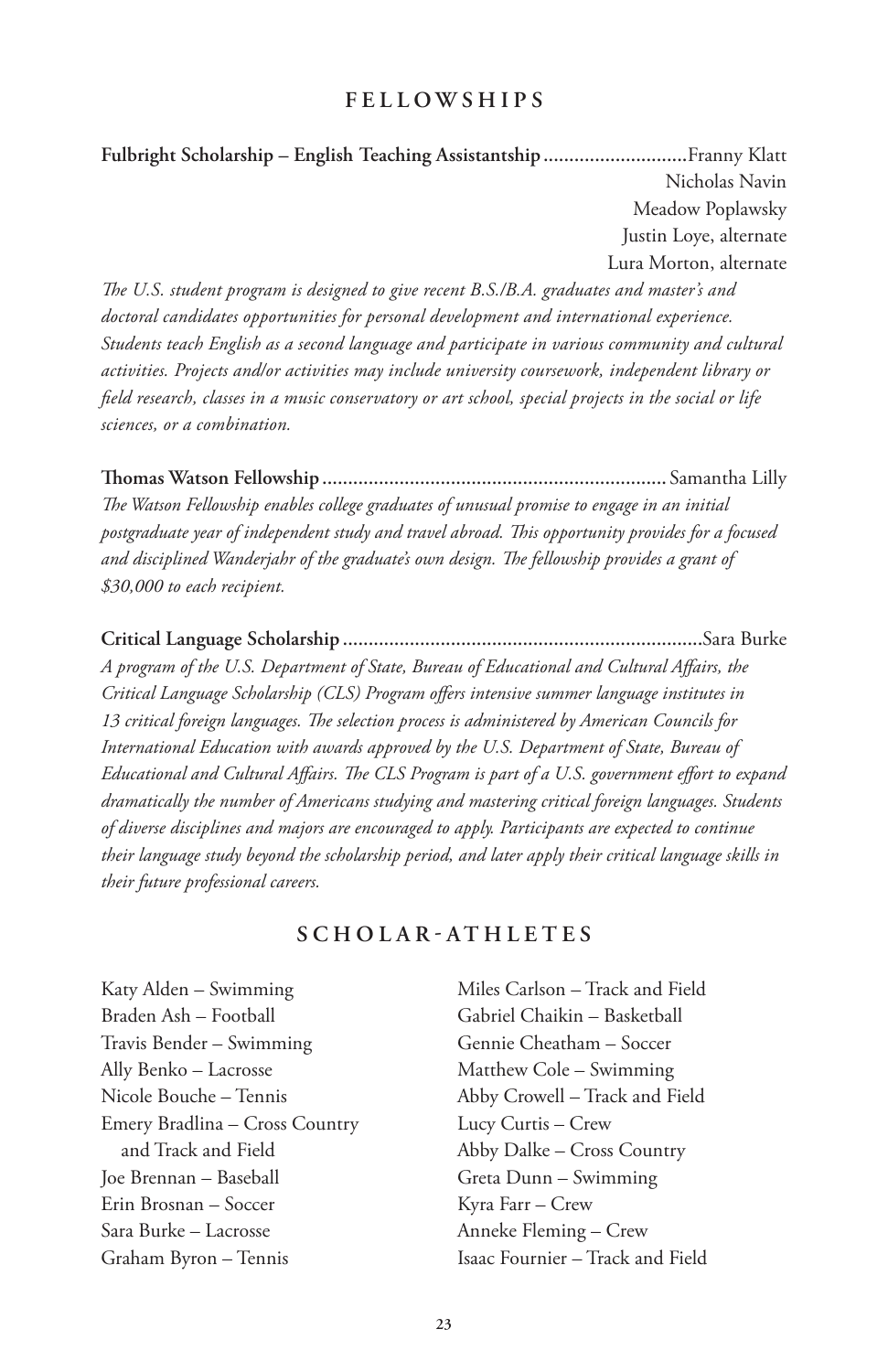## FELLOWSHIPS

**Fulbright Scholarship – English Teaching Assistantship** ............................ Franny Klatt
Nicholas Navin
Meadow Poplawsky
Justin Loye, alternate
Lura Morton, alternate

*The U.S. student program is designed to give recent B.S./B.A. graduates and master's and doctoral candidates opportunities for personal development and international experience. Students teach English as a second language and participate in various community and cultural activities. Projects and/or activities may include university coursework, independent library or field research, classes in a music conservatory or art school, special projects in the social or life sciences, or a combination.*

**Thomas Watson Fellowship** .................................................................. Samantha Lilly

*The Watson Fellowship enables college graduates of unusual promise to engage in an initial postgraduate year of independent study and travel abroad. This opportunity provides for a focused and disciplined Wanderjahr of the graduate's own design. The fellowship provides a grant of $30,000 to each recipient.*

**Critical Language Scholarship** ..................................................................... Sara Burke

*A program of the U.S. Department of State, Bureau of Educational and Cultural Affairs, the Critical Language Scholarship (CLS) Program offers intensive summer language institutes in 13 critical foreign languages. The selection process is administered by American Councils for International Education with awards approved by the U.S. Department of State, Bureau of Educational and Cultural Affairs. The CLS Program is part of a U.S. government effort to expand dramatically the number of Americans studying and mastering critical foreign languages. Students of diverse disciplines and majors are encouraged to apply. Participants are expected to continue their language study beyond the scholarship period, and later apply their critical language skills in their future professional careers.*

## SCHOLAR-ATHLETES

Katy Alden – Swimming
Braden Ash – Football
Travis Bender – Swimming
Ally Benko – Lacrosse
Nicole Bouche – Tennis
Emery Bradlina – Cross Country and Track and Field
Joe Brennan – Baseball
Erin Brosnan – Soccer
Sara Burke – Lacrosse
Graham Byron – Tennis
Miles Carlson – Track and Field
Gabriel Chaikin – Basketball
Gennie Cheatham – Soccer
Matthew Cole – Swimming
Abby Crowell – Track and Field
Lucy Curtis – Crew
Abby Dalke – Cross Country
Greta Dunn – Swimming
Kyra Farr – Crew
Anneke Fleming – Crew
Isaac Fournier – Track and Field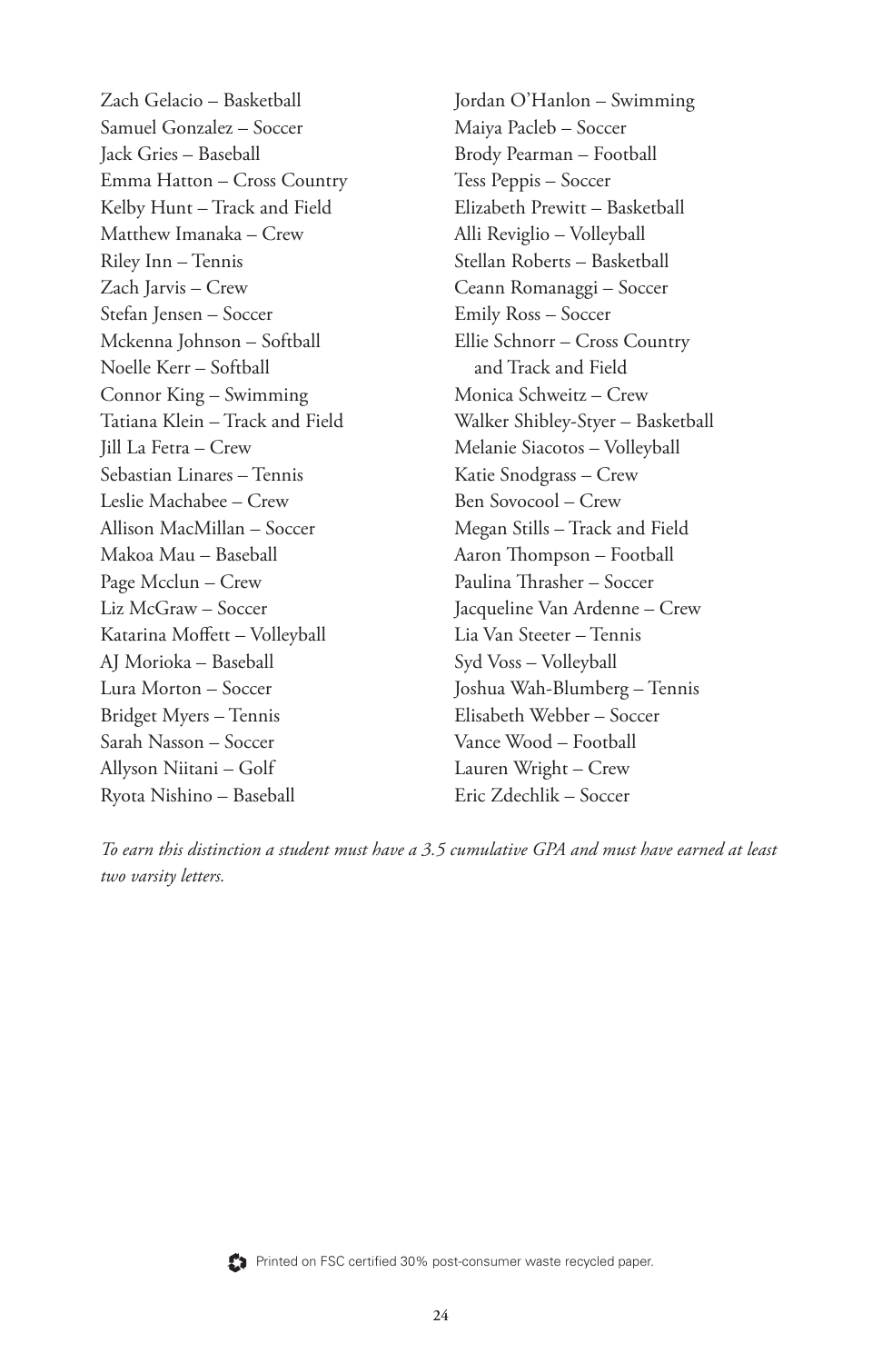Zach Gelacio – Basketball
Samuel Gonzalez – Soccer
Jack Gries – Baseball
Emma Hatton – Cross Country
Kelby Hunt – Track and Field
Matthew Imanaka – Crew
Riley Inn – Tennis
Zach Jarvis – Crew
Stefan Jensen – Soccer
Mckenna Johnson – Softball
Noelle Kerr – Softball
Connor King – Swimming
Tatiana Klein – Track and Field
Jill La Fetra – Crew
Sebastian Linares – Tennis
Leslie Machabee – Crew
Allison MacMillan – Soccer
Makoa Mau – Baseball
Page Mcclun – Crew
Liz McGraw – Soccer
Katarina Moffett – Volleyball
AJ Morioka – Baseball
Lura Morton – Soccer
Bridget Myers – Tennis
Sarah Nasson – Soccer
Allyson Niitani – Golf
Ryota Nishino – Baseball
Jordan O'Hanlon – Swimming
Maiya Pacleb – Soccer
Brody Pearman – Football
Tess Peppis – Soccer
Elizabeth Prewitt – Basketball
Alli Reviglio – Volleyball
Stellan Roberts – Basketball
Ceann Romanaggi – Soccer
Emily Ross – Soccer
Ellie Schnorr – Cross Country and Track and Field
Monica Schweitz – Crew
Walker Shibley-Styer – Basketball
Melanie Siacotos – Volleyball
Katie Snodgrass – Crew
Ben Sovocool – Crew
Megan Stills – Track and Field
Aaron Thompson – Football
Paulina Thrasher – Soccer
Jacqueline Van Ardenne – Crew
Lia Van Steeter – Tennis
Syd Voss – Volleyball
Joshua Wah-Blumberg – Tennis
Elisabeth Webber – Soccer
Vance Wood – Football
Lauren Wright – Crew
Eric Zdechlik – Soccer

*To earn this distinction a student must have a 3.5 cumulative GPA and must have earned at least two varsity letters.*

Printed on FSC certified 30% post-consumer waste recycled paper.